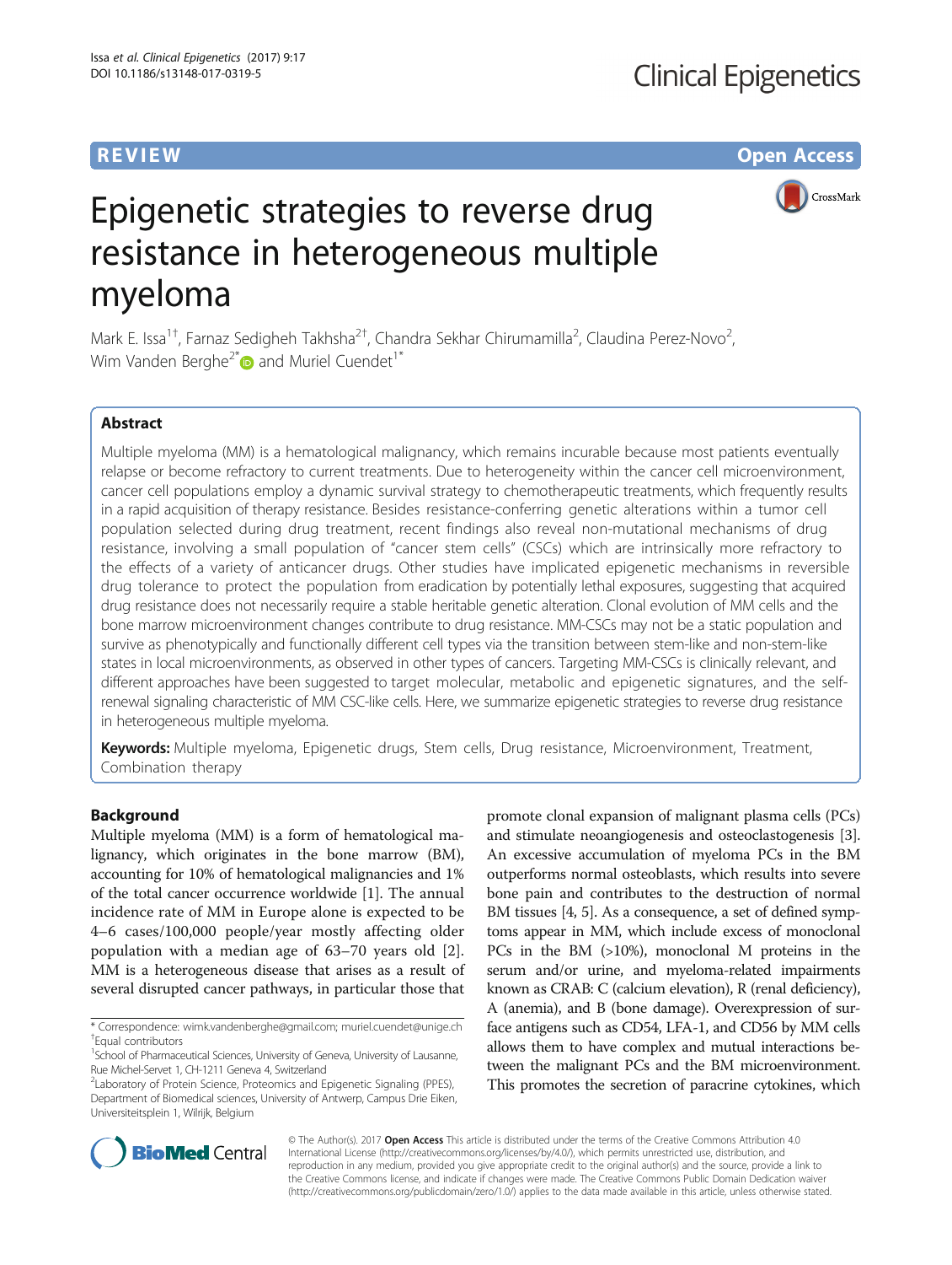REVIEW Open Access

# Epigenetic strategies to reverse drug resistance in heterogeneous multiple myeloma

Mark E. Issa[1†], Farnaz Sedigheh Takhsha[2†], Chandra Sekhar Chirumamilla[2], Claudina Perez-Novo[2], Wim Vanden Berghe[2*] and Muriel Cuendet[1*]

## Abstract

Multiple myeloma (MM) is a hematological malignancy, which remains incurable because most patients eventually relapse or become refractory to current treatments. Due to heterogeneity within the cancer cell microenvironment, cancer cell populations employ a dynamic survival strategy to chemotherapeutic treatments, which frequently results in a rapid acquisition of therapy resistance. Besides resistance-conferring genetic alterations within a tumor cell population selected during drug treatment, recent findings also reveal non-mutational mechanisms of drug resistance, involving a small population of "cancer stem cells" (CSCs) which are intrinsically more refractory to the effects of a variety of anticancer drugs. Other studies have implicated epigenetic mechanisms in reversible drug tolerance to protect the population from eradication by potentially lethal exposures, suggesting that acquired drug resistance does not necessarily require a stable heritable genetic alteration. Clonal evolution of MM cells and the bone marrow microenvironment changes contribute to drug resistance. MM-CSCs may not be a static population and survive as phenotypically and functionally different cell types via the transition between stem-like and non-stem-like states in local microenvironments, as observed in other types of cancers. Targeting MM-CSCs is clinically relevant, and different approaches have been suggested to target molecular, metabolic and epigenetic signatures, and the self-renewal signaling characteristic of MM CSC-like cells. Here, we summarize epigenetic strategies to reverse drug resistance in heterogeneous multiple myeloma.

**Keywords:** Multiple myeloma, Epigenetic drugs, Stem cells, Drug resistance, Microenvironment, Treatment, Combination therapy

## Background

Multiple myeloma (MM) is a form of hematological malignancy, which originates in the bone marrow (BM), accounting for 10% of hematological malignancies and 1% of the total cancer occurrence worldwide [1]. The annual incidence rate of MM in Europe alone is expected to be 4–6 cases/100,000 people/year mostly affecting older population with a median age of 63–70 years old [2]. MM is a heterogeneous disease that arises as a result of several disrupted cancer pathways, in particular those that promote clonal expansion of malignant plasma cells (PCs) and stimulate neoangiogenesis and osteoclastogenesis [3]. An excessive accumulation of myeloma PCs in the BM outperforms normal osteoblasts, which results into severe bone pain and contributes to the destruction of normal BM tissues [4, 5]. As a consequence, a set of defined symptoms appear in MM, which include excess of monoclonal PCs in the BM (>10%), monoclonal M proteins in the serum and/or urine, and myeloma-related impairments known as CRAB: C (calcium elevation), R (renal deficiency), A (anemia), and B (bone damage). Overexpression of surface antigens such as CD54, LFA-1, and CD56 by MM cells allows them to have complex and mutual interactions between the malignant PCs and the BM microenvironment. This promotes the secretion of paracrine cytokines, which

\* Correspondence: wimk.vandenberghe@gmail.com; muriel.cuendet@unige.ch
†Equal contributors
[1]School of Pharmaceutical Sciences, University of Geneva, University of Lausanne, Rue Michel-Servet 1, CH-1211 Geneva 4, Switzerland
[2]Laboratory of Protein Science, Proteomics and Epigenetic Signaling (PPES), Department of Biomedical sciences, University of Antwerp, Campus Drie Eiken, Universiteitsplein 1, Wilrijk, Belgium

© The Author(s). 2017 **Open Access** This article is distributed under the terms of the Creative Commons Attribution 4.0 International License (http://creativecommons.org/licenses/by/4.0/), which permits unrestricted use, distribution, and reproduction in any medium, provided you give appropriate credit to the original author(s) and the source, provide a link to the Creative Commons license, and indicate if changes were made. The Creative Commons Public Domain Dedication waiver (http://creativecommons.org/publicdomain/zero/1.0/) applies to the data made available in this article, unless otherwise stated.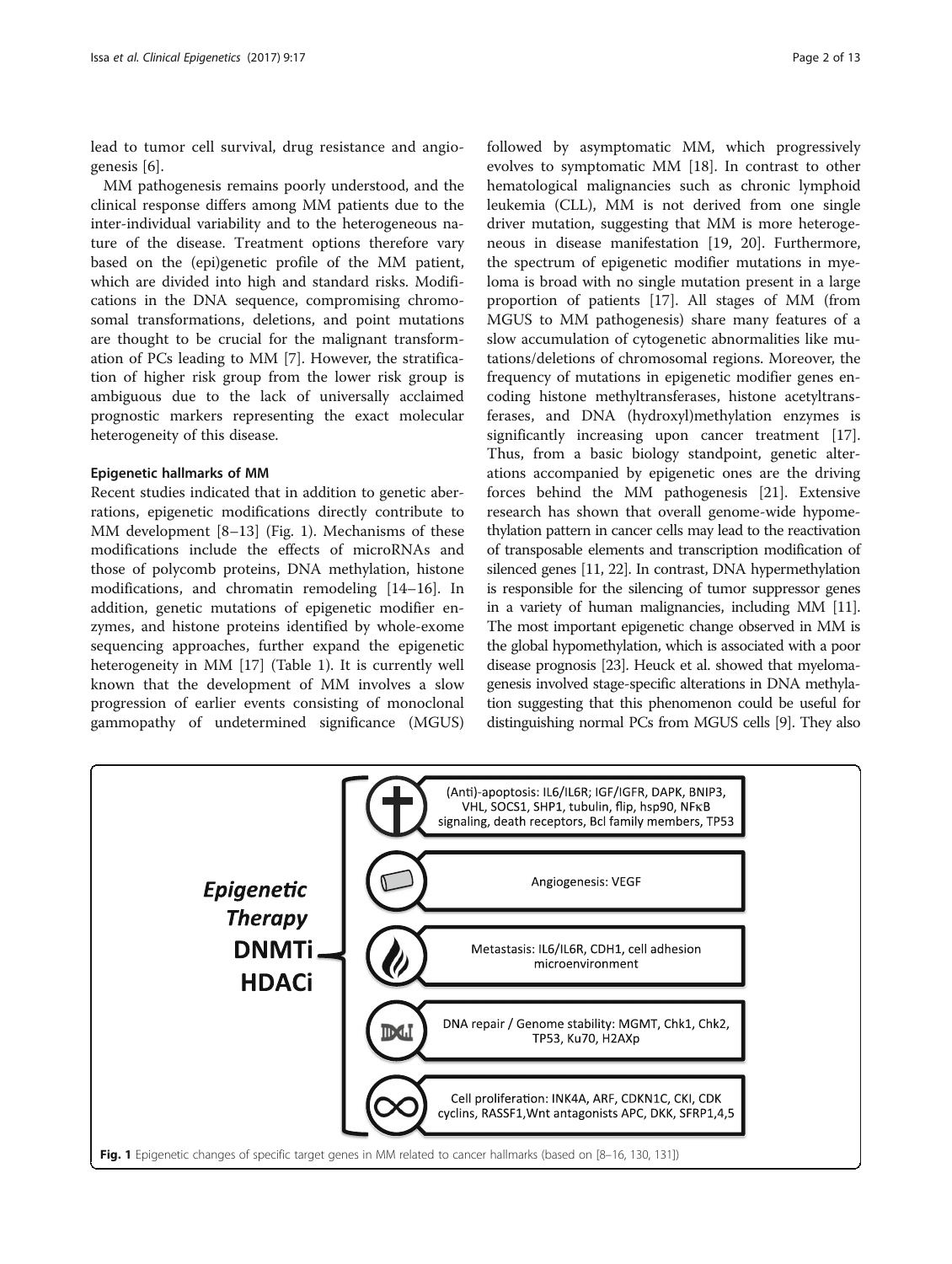lead to tumor cell survival, drug resistance and angiogenesis [6].

MM pathogenesis remains poorly understood, and the clinical response differs among MM patients due to the inter-individual variability and to the heterogeneous nature of the disease. Treatment options therefore vary based on the (epi)genetic profile of the MM patient, which are divided into high and standard risks. Modifications in the DNA sequence, compromising chromosomal transformations, deletions, and point mutations are thought to be crucial for the malignant transformation of PCs leading to MM [7]. However, the stratification of higher risk group from the lower risk group is ambiguous due to the lack of universally acclaimed prognostic markers representing the exact molecular heterogeneity of this disease.

### Epigenetic hallmarks of MM

Recent studies indicated that in addition to genetic aberrations, epigenetic modifications directly contribute to MM development [8–13] (Fig. 1). Mechanisms of these modifications include the effects of microRNAs and those of polycomb proteins, DNA methylation, histone modifications, and chromatin remodeling [14–16]. In addition, genetic mutations of epigenetic modifier enzymes, and histone proteins identified by whole-exome sequencing approaches, further expand the epigenetic heterogeneity in MM [17] (Table 1). It is currently well known that the development of MM involves a slow progression of earlier events consisting of monoclonal gammopathy of undetermined significance (MGUS) followed by asymptomatic MM, which progressively evolves to symptomatic MM [18]. In contrast to other hematological malignancies such as chronic lymphoid leukemia (CLL), MM is not derived from one single driver mutation, suggesting that MM is more heterogeneous in disease manifestation [19, 20]. Furthermore, the spectrum of epigenetic modifier mutations in myeloma is broad with no single mutation present in a large proportion of patients [17]. All stages of MM (from MGUS to MM pathogenesis) share many features of a slow accumulation of cytogenetic abnormalities like mutations/deletions of chromosomal regions. Moreover, the frequency of mutations in epigenetic modifier genes encoding histone methyltransferases, histone acetyltransferases, and DNA (hydroxyl)methylation enzymes is significantly increasing upon cancer treatment [17]. Thus, from a basic biology standpoint, genetic alterations accompanied by epigenetic ones are the driving forces behind the MM pathogenesis [21]. Extensive research has shown that overall genome-wide hypomethylation pattern in cancer cells may lead to the reactivation of transposable elements and transcription modification of silenced genes [11, 22]. In contrast, DNA hypermethylation is responsible for the silencing of tumor suppressor genes in a variety of human malignancies, including MM [11]. The most important epigenetic change observed in MM is the global hypomethylation, which is associated with a poor disease prognosis [23]. Heuck et al. showed that myelomagenesis involved stage-specific alterations in DNA methylation suggesting that this phenomenon could be useful for distinguishing normal PCs from MGUS cells [9]. They also

**Epigenetic Therapy**
**DNMTi**
**HDACi**

- (Anti)-apoptosis: IL6/IL6R; IGF/IGFR, DAPK, BNIP3, VHL, SOCS1, SHP1, tubulin, flip, hsp90, NFκB signaling, death receptors, Bcl family members, TP53
- Angiogenesis: VEGF
- Metastasis: IL6/IL6R, CDH1, cell adhesion microenvironment
- DNA repair / Genome stability: MGMT, Chk1, Chk2, TP53, Ku70, H2AXp
- Cell proliferation: INK4A, ARF, CDKN1C, CKI, CDK cyclins, RASSF1,Wnt antagonists APC, DKK, SFRP1,4,5

**Fig. 1** Epigenetic changes of specific target genes in MM related to cancer hallmarks (based on [8–16, 130, 131])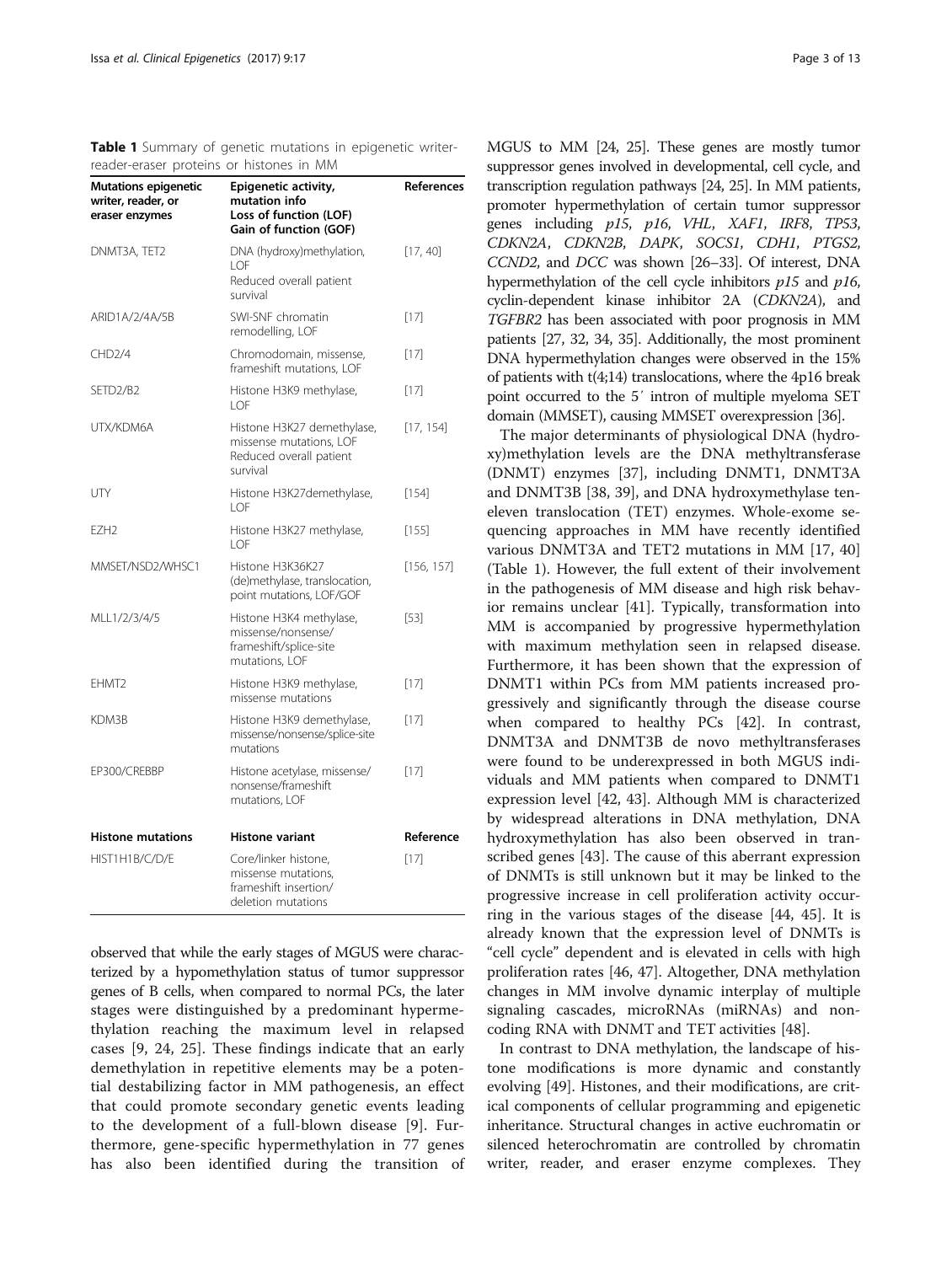**Table 1** Summary of genetic mutations in epigenetic writer-reader-eraser proteins or histones in MM

| Mutations epigenetic writer, reader, or eraser enzymes | Epigenetic activity, mutation info Loss of function (LOF) Gain of function (GOF) | References |
|---|---|---|
| DNMT3A, TET2 | DNA (hydroxy)methylation, LOF Reduced overall patient survival | [17, 40] |
| ARID1A/2/4A/5B | SWI-SNF chromatin remodelling, LOF | [17] |
| CHD2/4 | Chromodomain, missense, frameshift mutations, LOF | [17] |
| SETD2/B2 | Histone H3K9 methylase, LOF | [17] |
| UTX/KDM6A | Histone H3K27 demethylase, missense mutations, LOF Reduced overall patient survival | [17, 154] |
| UTY | Histone H3K27demethylase, LOF | [154] |
| EZH2 | Histone H3K27 methylase, LOF | [155] |
| MMSET/NSD2/WHSC1 | Histone H3K36K27 (de)methylase, translocation, point mutations, LOF/GOF | [156, 157] |
| MLL1/2/3/4/5 | Histone H3K4 methylase, missense/nonsense/frameshift/splice-site mutations, LOF | [53] |
| EHMT2 | Histone H3K9 methylase, missense mutations | [17] |
| KDM3B | Histone H3K9 demethylase, missense/nonsense/splice-site mutations | [17] |
| EP300/CREBBP | Histone acetylase, missense/nonsense/frameshift mutations, LOF | [17] |
| **Histone mutations** | **Histone variant** | **Reference** |
| HIST1H1B/C/D/E | Core/linker histone, missense mutations, frameshift insertion/deletion mutations | [17] |

observed that while the early stages of MGUS were characterized by a hypomethylation status of tumor suppressor genes of B cells, when compared to normal PCs, the later stages were distinguished by a predominant hypermethylation reaching the maximum level in relapsed cases [9, 24, 25]. These findings indicate that an early demethylation in repetitive elements may be a potential destabilizing factor in MM pathogenesis, an effect that could promote secondary genetic events leading to the development of a full-blown disease [9]. Furthermore, gene-specific hypermethylation in 77 genes has also been identified during the transition of MGUS to MM [24, 25]. These genes are mostly tumor suppressor genes involved in developmental, cell cycle, and transcription regulation pathways [24, 25]. In MM patients, promoter hypermethylation of certain tumor suppressor genes including *p15*, *p16*, *VHL*, *XAF1*, *IRF8*, *TP53*, *CDKN2A*, *CDKN2B*, *DAPK*, *SOCS1*, *CDH1*, *PTGS2*, *CCND2*, and *DCC* was shown [26–33]. Of interest, DNA hypermethylation of the cell cycle inhibitors *p15* and *p16*, cyclin-dependent kinase inhibitor 2A (*CDKN2A*), and *TGFBR2* has been associated with poor prognosis in MM patients [27, 32, 34, 35]. Additionally, the most prominent DNA hypermethylation changes were observed in the 15% of patients with t(4;14) translocations, where the 4p16 break point occurred to the 5′ intron of multiple myeloma SET domain (MMSET), causing MMSET overexpression [36].

The major determinants of physiological DNA (hydroxy)methylation levels are the DNA methyltransferase (DNMT) enzymes [37], including DNMT1, DNMT3A and DNMT3B [38, 39], and DNA hydroxymethylase ten-eleven translocation (TET) enzymes. Whole-exome sequencing approaches in MM have recently identified various DNMT3A and TET2 mutations in MM [17, 40] (Table 1). However, the full extent of their involvement in the pathogenesis of MM disease and high risk behavior remains unclear [41]. Typically, transformation into MM is accompanied by progressive hypermethylation with maximum methylation seen in relapsed disease. Furthermore, it has been shown that the expression of DNMT1 within PCs from MM patients increased progressively and significantly through the disease course when compared to healthy PCs [42]. In contrast, DNMT3A and DNMT3B de novo methyltransferases were found to be underexpressed in both MGUS individuals and MM patients when compared to DNMT1 expression level [42, 43]. Although MM is characterized by widespread alterations in DNA methylation, DNA hydroxymethylation has also been observed in transcribed genes [43]. The cause of this aberrant expression of DNMTs is still unknown but it may be linked to the progressive increase in cell proliferation activity occurring in the various stages of the disease [44, 45]. It is already known that the expression level of DNMTs is "cell cycle" dependent and is elevated in cells with high proliferation rates [46, 47]. Altogether, DNA methylation changes in MM involve dynamic interplay of multiple signaling cascades, microRNAs (miRNAs) and non-coding RNA with DNMT and TET activities [48].

In contrast to DNA methylation, the landscape of histone modifications is more dynamic and constantly evolving [49]. Histones, and their modifications, are critical components of cellular programming and epigenetic inheritance. Structural changes in active euchromatin or silenced heterochromatin are controlled by chromatin writer, reader, and eraser enzyme complexes. They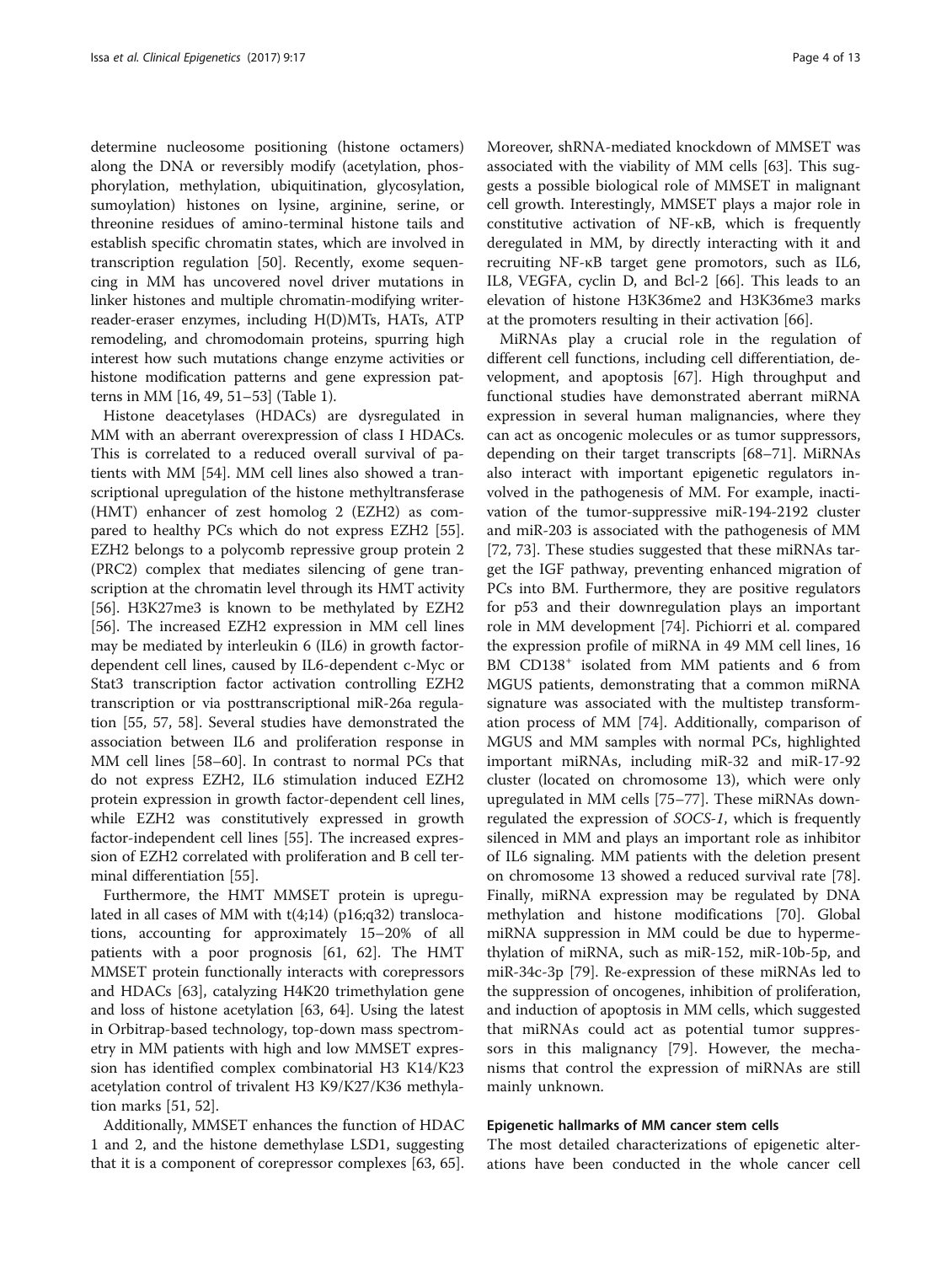determine nucleosome positioning (histone octamers) along the DNA or reversibly modify (acetylation, phosphorylation, methylation, ubiquitination, glycosylation, sumoylation) histones on lysine, arginine, serine, or threonine residues of amino-terminal histone tails and establish specific chromatin states, which are involved in transcription regulation [50]. Recently, exome sequencing in MM has uncovered novel driver mutations in linker histones and multiple chromatin-modifying writer-reader-eraser enzymes, including H(D)MTs, HATs, ATP remodeling, and chromodomain proteins, spurring high interest how such mutations change enzyme activities or histone modification patterns and gene expression patterns in MM [16, 49, 51–53] (Table 1).

Histone deacetylases (HDACs) are dysregulated in MM with an aberrant overexpression of class I HDACs. This is correlated to a reduced overall survival of patients with MM [54]. MM cell lines also showed a transcriptional upregulation of the histone methyltransferase (HMT) enhancer of zest homolog 2 (EZH2) as compared to healthy PCs which do not express EZH2 [55]. EZH2 belongs to a polycomb repressive group protein 2 (PRC2) complex that mediates silencing of gene transcription at the chromatin level through its HMT activity [56]. H3K27me3 is known to be methylated by EZH2 [56]. The increased EZH2 expression in MM cell lines may be mediated by interleukin 6 (IL6) in growth factor-dependent cell lines, caused by IL6-dependent c-Myc or Stat3 transcription factor activation controlling EZH2 transcription or via posttranscriptional miR-26a regulation [55, 57, 58]. Several studies have demonstrated the association between IL6 and proliferation response in MM cell lines [58–60]. In contrast to normal PCs that do not express EZH2, IL6 stimulation induced EZH2 protein expression in growth factor-dependent cell lines, while EZH2 was constitutively expressed in growth factor-independent cell lines [55]. The increased expression of EZH2 correlated with proliferation and B cell terminal differentiation [55].

Furthermore, the HMT MMSET protein is upregulated in all cases of MM with t(4;14) (p16;q32) translocations, accounting for approximately 15–20% of all patients with a poor prognosis [61, 62]. The HMT MMSET protein functionally interacts with corepressors and HDACs [63], catalyzing H4K20 trimethylation gene and loss of histone acetylation [63, 64]. Using the latest in Orbitrap-based technology, top-down mass spectrometry in MM patients with high and low MMSET expression has identified complex combinatorial H3 K14/K23 acetylation control of trivalent H3 K9/K27/K36 methylation marks [51, 52].

Additionally, MMSET enhances the function of HDAC 1 and 2, and the histone demethylase LSD1, suggesting that it is a component of corepressor complexes [63, 65]. Moreover, shRNA-mediated knockdown of MMSET was associated with the viability of MM cells [63]. This suggests a possible biological role of MMSET in malignant cell growth. Interestingly, MMSET plays a major role in constitutive activation of NF-κB, which is frequently deregulated in MM, by directly interacting with it and recruiting NF-κB target gene promotors, such as IL6, IL8, VEGFA, cyclin D, and Bcl-2 [66]. This leads to an elevation of histone H3K36me2 and H3K36me3 marks at the promoters resulting in their activation [66].

MiRNAs play a crucial role in the regulation of different cell functions, including cell differentiation, development, and apoptosis [67]. High throughput and functional studies have demonstrated aberrant miRNA expression in several human malignancies, where they can act as oncogenic molecules or as tumor suppressors, depending on their target transcripts [68–71]. MiRNAs also interact with important epigenetic regulators involved in the pathogenesis of MM. For example, inactivation of the tumor-suppressive miR-194-2192 cluster and miR-203 is associated with the pathogenesis of MM [72, 73]. These studies suggested that these miRNAs target the IGF pathway, preventing enhanced migration of PCs into BM. Furthermore, they are positive regulators for p53 and their downregulation plays an important role in MM development [74]. Pichiorri et al. compared the expression profile of miRNA in 49 MM cell lines, 16 BM CD138[+] isolated from MM patients and 6 from MGUS patients, demonstrating that a common miRNA signature was associated with the multistep transformation process of MM [74]. Additionally, comparison of MGUS and MM samples with normal PCs, highlighted important miRNAs, including miR-32 and miR-17-92 cluster (located on chromosome 13), which were only upregulated in MM cells [75–77]. These miRNAs downregulated the expression of *SOCS-1*, which is frequently silenced in MM and plays an important role as inhibitor of IL6 signaling. MM patients with the deletion present on chromosome 13 showed a reduced survival rate [78]. Finally, miRNA expression may be regulated by DNA methylation and histone modifications [70]. Global miRNA suppression in MM could be due to hypermethylation of miRNA, such as miR-152, miR-10b-5p, and miR-34c-3p [79]. Re-expression of these miRNAs led to the suppression of oncogenes, inhibition of proliferation, and induction of apoptosis in MM cells, which suggested that miRNAs could act as potential tumor suppressors in this malignancy [79]. However, the mechanisms that control the expression of miRNAs are still mainly unknown.

### Epigenetic hallmarks of MM cancer stem cells

The most detailed characterizations of epigenetic alterations have been conducted in the whole cancer cell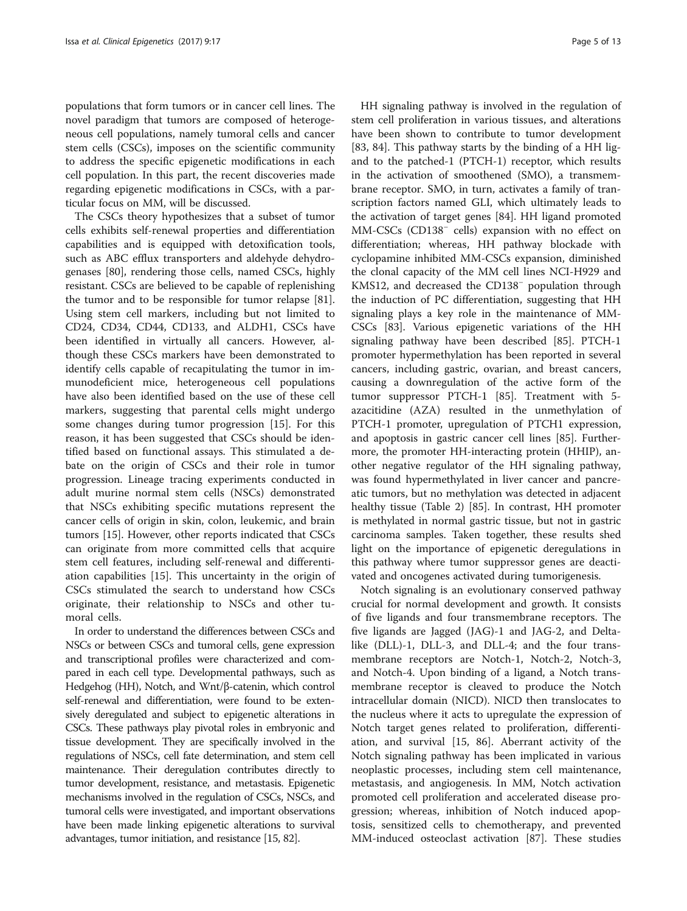populations that form tumors or in cancer cell lines. The novel paradigm that tumors are composed of heterogeneous cell populations, namely tumoral cells and cancer stem cells (CSCs), imposes on the scientific community to address the specific epigenetic modifications in each cell population. In this part, the recent discoveries made regarding epigenetic modifications in CSCs, with a particular focus on MM, will be discussed.

The CSCs theory hypothesizes that a subset of tumor cells exhibits self-renewal properties and differentiation capabilities and is equipped with detoxification tools, such as ABC efflux transporters and aldehyde dehydrogenases [80], rendering those cells, named CSCs, highly resistant. CSCs are believed to be capable of replenishing the tumor and to be responsible for tumor relapse [81]. Using stem cell markers, including but not limited to CD24, CD34, CD44, CD133, and ALDH1, CSCs have been identified in virtually all cancers. However, although these CSCs markers have been demonstrated to identify cells capable of recapitulating the tumor in immunodeficient mice, heterogeneous cell populations have also been identified based on the use of these cell markers, suggesting that parental cells might undergo some changes during tumor progression [15]. For this reason, it has been suggested that CSCs should be identified based on functional assays. This stimulated a debate on the origin of CSCs and their role in tumor progression. Lineage tracing experiments conducted in adult murine normal stem cells (NSCs) demonstrated that NSCs exhibiting specific mutations represent the cancer cells of origin in skin, colon, leukemic, and brain tumors [15]. However, other reports indicated that CSCs can originate from more committed cells that acquire stem cell features, including self-renewal and differentiation capabilities [15]. This uncertainty in the origin of CSCs stimulated the search to understand how CSCs originate, their relationship to NSCs and other tumoral cells.

In order to understand the differences between CSCs and NSCs or between CSCs and tumoral cells, gene expression and transcriptional profiles were characterized and compared in each cell type. Developmental pathways, such as Hedgehog (HH), Notch, and Wnt/β-catenin, which control self-renewal and differentiation, were found to be extensively deregulated and subject to epigenetic alterations in CSCs. These pathways play pivotal roles in embryonic and tissue development. They are specifically involved in the regulations of NSCs, cell fate determination, and stem cell maintenance. Their deregulation contributes directly to tumor development, resistance, and metastasis. Epigenetic mechanisms involved in the regulation of CSCs, NSCs, and tumoral cells were investigated, and important observations have been made linking epigenetic alterations to survival advantages, tumor initiation, and resistance [15, 82].

HH signaling pathway is involved in the regulation of stem cell proliferation in various tissues, and alterations have been shown to contribute to tumor development [83, 84]. This pathway starts by the binding of a HH ligand to the patched-1 (PTCH-1) receptor, which results in the activation of smoothened (SMO), a transmembrane receptor. SMO, in turn, activates a family of transcription factors named GLI, which ultimately leads to the activation of target genes [84]. HH ligand promoted MM-CSCs ($CD138^{-}$ cells) expansion with no effect on differentiation; whereas, HH pathway blockade with cyclopamine inhibited MM-CSCs expansion, diminished the clonal capacity of the MM cell lines NCI-H929 and KMS12, and decreased the $CD138^{-}$ population through the induction of PC differentiation, suggesting that HH signaling plays a key role in the maintenance of MM-CSCs [83]. Various epigenetic variations of the HH signaling pathway have been described [85]. PTCH-1 promoter hypermethylation has been reported in several cancers, including gastric, ovarian, and breast cancers, causing a downregulation of the active form of the tumor suppressor PTCH-1 [85]. Treatment with 5-azacitidine (AZA) resulted in the unmethylation of PTCH-1 promoter, upregulation of PTCH1 expression, and apoptosis in gastric cancer cell lines [85]. Furthermore, the promoter HH-interacting protein (HHIP), another negative regulator of the HH signaling pathway, was found hypermethylated in liver cancer and pancreatic tumors, but no methylation was detected in adjacent healthy tissue (Table 2) [85]. In contrast, HH promoter is methylated in normal gastric tissue, but not in gastric carcinoma samples. Taken together, these results shed light on the importance of epigenetic deregulations in this pathway where tumor suppressor genes are deactivated and oncogenes activated during tumorigenesis.

Notch signaling is an evolutionary conserved pathway crucial for normal development and growth. It consists of five ligands and four transmembrane receptors. The five ligands are Jagged (JAG)-1 and JAG-2, and Delta-like (DLL)-1, DLL-3, and DLL-4; and the four transmembrane receptors are Notch-1, Notch-2, Notch-3, and Notch-4. Upon binding of a ligand, a Notch transmembrane receptor is cleaved to produce the Notch intracellular domain (NICD). NICD then translocates to the nucleus where it acts to upregulate the expression of Notch target genes related to proliferation, differentiation, and survival [15, 86]. Aberrant activity of the Notch signaling pathway has been implicated in various neoplastic processes, including stem cell maintenance, metastasis, and angiogenesis. In MM, Notch activation promoted cell proliferation and accelerated disease progression; whereas, inhibition of Notch induced apoptosis, sensitized cells to chemotherapy, and prevented MM-induced osteoclast activation [87]. These studies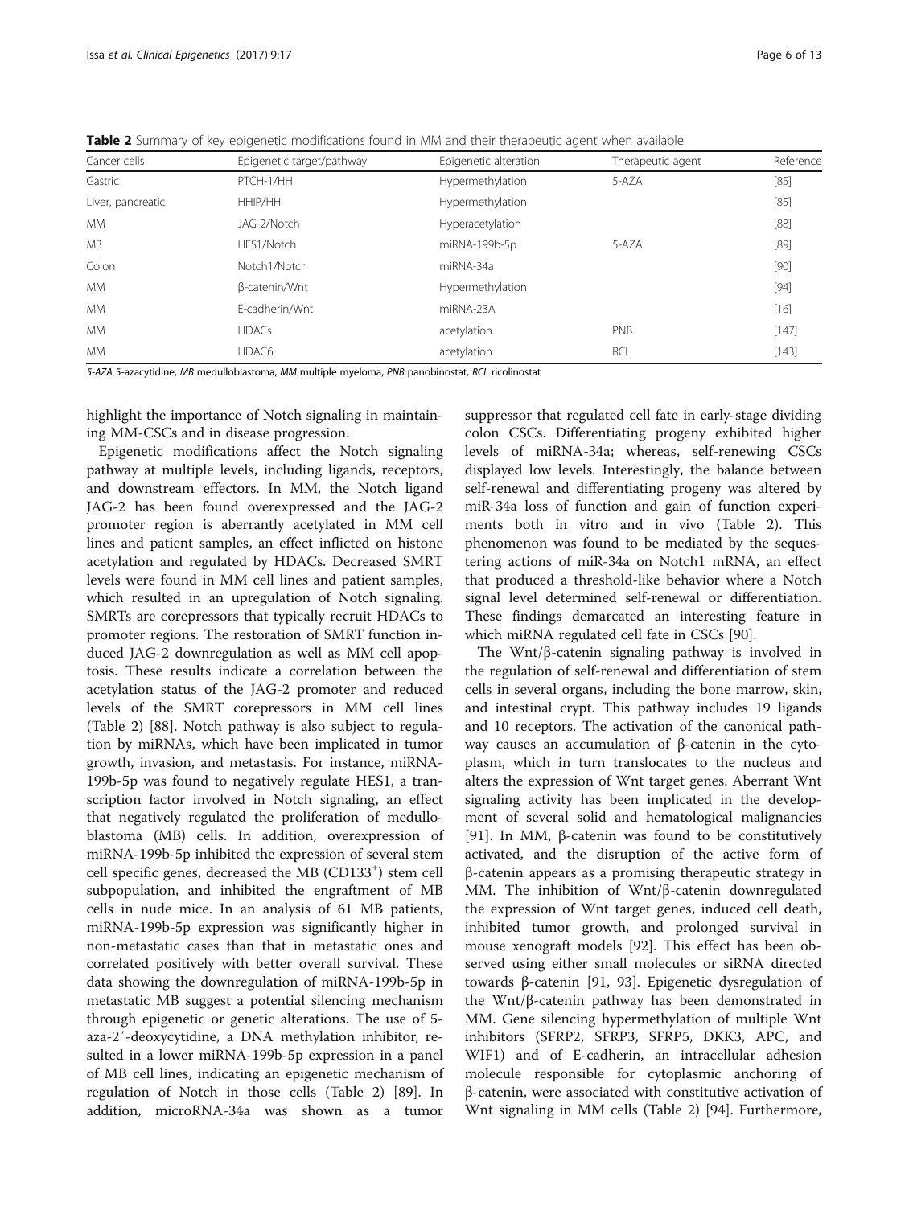**Table 2** Summary of key epigenetic modifications found in MM and their therapeutic agent when available

| Cancer cells | Epigenetic target/pathway | Epigenetic alteration | Therapeutic agent | Reference |
|---|---|---|---|---|
| Gastric | PTCH-1/HH | Hypermethylation | 5-AZA | [85] |
| Liver, pancreatic | HHIP/HH | Hypermethylation | | [85] |
| MM | JAG-2/Notch | Hyperacetylation | | [88] |
| MB | HES1/Notch | miRNA-199b-5p | 5-AZA | [89] |
| Colon | Notch1/Notch | miRNA-34a | | [90] |
| MM | β-catenin/Wnt | Hypermethylation | | [94] |
| MM | E-cadherin/Wnt | miRNA-23A | | [16] |
| MM | HDACs | acetylation | PNB | [147] |
| MM | HDAC6 | acetylation | RCL | [143] |

*5-AZA* 5-azacytidine, *MB* medulloblastoma, *MM* multiple myeloma, *PNB* panobinostat, *RCL* ricolinostat

highlight the importance of Notch signaling in maintaining MM-CSCs and in disease progression.

Epigenetic modifications affect the Notch signaling pathway at multiple levels, including ligands, receptors, and downstream effectors. In MM, the Notch ligand JAG-2 has been found overexpressed and the JAG-2 promoter region is aberrantly acetylated in MM cell lines and patient samples, an effect inflicted on histone acetylation and regulated by HDACs. Decreased SMRT levels were found in MM cell lines and patient samples, which resulted in an upregulation of Notch signaling. SMRTs are corepressors that typically recruit HDACs to promoter regions. The restoration of SMRT function induced JAG-2 downregulation as well as MM cell apoptosis. These results indicate a correlation between the acetylation status of the JAG-2 promoter and reduced levels of the SMRT corepressors in MM cell lines (Table 2) [88]. Notch pathway is also subject to regulation by miRNAs, which have been implicated in tumor growth, invasion, and metastasis. For instance, miRNA-199b-5p was found to negatively regulate HES1, a transcription factor involved in Notch signaling, an effect that negatively regulated the proliferation of medulloblastoma (MB) cells. In addition, overexpression of miRNA-199b-5p inhibited the expression of several stem cell specific genes, decreased the MB ($CD133^+$) stem cell subpopulation, and inhibited the engraftment of MB cells in nude mice. In an analysis of 61 MB patients, miRNA-199b-5p expression was significantly higher in non-metastatic cases than that in metastatic ones and correlated positively with better overall survival. These data showing the downregulation of miRNA-199b-5p in metastatic MB suggest a potential silencing mechanism through epigenetic or genetic alterations. The use of 5-aza-2′-deoxycytidine, a DNA methylation inhibitor, resulted in a lower miRNA-199b-5p expression in a panel of MB cell lines, indicating an epigenetic mechanism of regulation of Notch in those cells (Table 2) [89]. In addition, microRNA-34a was shown as a tumor suppressor that regulated cell fate in early-stage dividing colon CSCs. Differentiating progeny exhibited higher levels of miRNA-34a; whereas, self-renewing CSCs displayed low levels. Interestingly, the balance between self-renewal and differentiating progeny was altered by miR-34a loss of function and gain of function experiments both in vitro and in vivo (Table 2). This phenomenon was found to be mediated by the sequestering actions of miR-34a on Notch1 mRNA, an effect that produced a threshold-like behavior where a Notch signal level determined self-renewal or differentiation. These findings demarcated an interesting feature in which miRNA regulated cell fate in CSCs [90].

The Wnt/β-catenin signaling pathway is involved in the regulation of self-renewal and differentiation of stem cells in several organs, including the bone marrow, skin, and intestinal crypt. This pathway includes 19 ligands and 10 receptors. The activation of the canonical pathway causes an accumulation of β-catenin in the cytoplasm, which in turn translocates to the nucleus and alters the expression of Wnt target genes. Aberrant Wnt signaling activity has been implicated in the development of several solid and hematological malignancies [91]. In MM, β-catenin was found to be constitutively activated, and the disruption of the active form of β-catenin appears as a promising therapeutic strategy in MM. The inhibition of Wnt/β-catenin downregulated the expression of Wnt target genes, induced cell death, inhibited tumor growth, and prolonged survival in mouse xenograft models [92]. This effect has been observed using either small molecules or siRNA directed towards β-catenin [91, 93]. Epigenetic dysregulation of the Wnt/β-catenin pathway has been demonstrated in MM. Gene silencing hypermethylation of multiple Wnt inhibitors (SFRP2, SFRP3, SFRP5, DKK3, APC, and WIF1) and of E-cadherin, an intracellular adhesion molecule responsible for cytoplasmic anchoring of β-catenin, were associated with constitutive activation of Wnt signaling in MM cells (Table 2) [94]. Furthermore,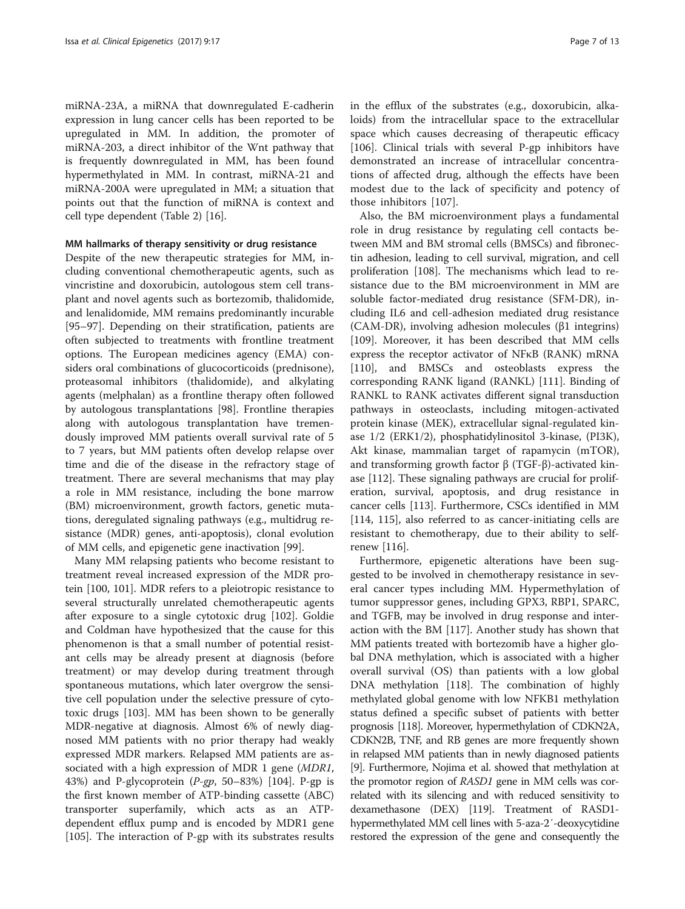miRNA-23A, a miRNA that downregulated E-cadherin expression in lung cancer cells has been reported to be upregulated in MM. In addition, the promoter of miRNA-203, a direct inhibitor of the Wnt pathway that is frequently downregulated in MM, has been found hypermethylated in MM. In contrast, miRNA-21 and miRNA-200A were upregulated in MM; a situation that points out that the function of miRNA is context and cell type dependent (Table 2) [16].

#### MM hallmarks of therapy sensitivity or drug resistance

Despite of the new therapeutic strategies for MM, including conventional chemotherapeutic agents, such as vincristine and doxorubicin, autologous stem cell transplant and novel agents such as bortezomib, thalidomide, and lenalidomide, MM remains predominantly incurable [95–97]. Depending on their stratification, patients are often subjected to treatments with frontline treatment options. The European medicines agency (EMA) considers oral combinations of glucocorticoids (prednisone), proteasomal inhibitors (thalidomide), and alkylating agents (melphalan) as a frontline therapy often followed by autologous transplantations [98]. Frontline therapies along with autologous transplantation have tremendously improved MM patients overall survival rate of 5 to 7 years, but MM patients often develop relapse over time and die of the disease in the refractory stage of treatment. There are several mechanisms that may play a role in MM resistance, including the bone marrow (BM) microenvironment, growth factors, genetic mutations, deregulated signaling pathways (e.g., multidrug resistance (MDR) genes, anti-apoptosis), clonal evolution of MM cells, and epigenetic gene inactivation [99].

Many MM relapsing patients who become resistant to treatment reveal increased expression of the MDR protein [100, 101]. MDR refers to a pleiotropic resistance to several structurally unrelated chemotherapeutic agents after exposure to a single cytotoxic drug [102]. Goldie and Coldman have hypothesized that the cause for this phenomenon is that a small number of potential resistant cells may be already present at diagnosis (before treatment) or may develop during treatment through spontaneous mutations, which later overgrow the sensitive cell population under the selective pressure of cytotoxic drugs [103]. MM has been shown to be generally MDR-negative at diagnosis. Almost 6% of newly diagnosed MM patients with no prior therapy had weakly expressed MDR markers. Relapsed MM patients are associated with a high expression of MDR 1 gene (*MDR1*, 43%) and P-glycoprotein (*P-gp*, 50–83%) [104]. P-gp is the first known member of ATP-binding cassette (ABC) transporter superfamily, which acts as an ATP-dependent efflux pump and is encoded by MDR1 gene [105]. The interaction of P-gp with its substrates results in the efflux of the substrates (e.g., doxorubicin, alkaloids) from the intracellular space to the extracellular space which causes decreasing of therapeutic efficacy [106]. Clinical trials with several P-gp inhibitors have demonstrated an increase of intracellular concentrations of affected drug, although the effects have been modest due to the lack of specificity and potency of those inhibitors [107].

Also, the BM microenvironment plays a fundamental role in drug resistance by regulating cell contacts between MM and BM stromal cells (BMSCs) and fibronectin adhesion, leading to cell survival, migration, and cell proliferation [108]. The mechanisms which lead to resistance due to the BM microenvironment in MM are soluble factor-mediated drug resistance (SFM-DR), including IL6 and cell-adhesion mediated drug resistance (CAM-DR), involving adhesion molecules (β1 integrins) [109]. Moreover, it has been described that MM cells express the receptor activator of NFκB (RANK) mRNA [110], and BMSCs and osteoblasts express the corresponding RANK ligand (RANKL) [111]. Binding of RANKL to RANK activates different signal transduction pathways in osteoclasts, including mitogen-activated protein kinase (MEK), extracellular signal-regulated kinase 1/2 (ERK1/2), phosphatidylinositol 3-kinase, (PI3K), Akt kinase, mammalian target of rapamycin (mTOR), and transforming growth factor β (TGF-β)-activated kinase [112]. These signaling pathways are crucial for proliferation, survival, apoptosis, and drug resistance in cancer cells [113]. Furthermore, CSCs identified in MM [114, 115], also referred to as cancer-initiating cells are resistant to chemotherapy, due to their ability to self-renew [116].

Furthermore, epigenetic alterations have been suggested to be involved in chemotherapy resistance in several cancer types including MM. Hypermethylation of tumor suppressor genes, including GPX3, RBP1, SPARC, and TGFB, may be involved in drug response and interaction with the BM [117]. Another study has shown that MM patients treated with bortezomib have a higher global DNA methylation, which is associated with a higher overall survival (OS) than patients with a low global DNA methylation [118]. The combination of highly methylated global genome with low NFKB1 methylation status defined a specific subset of patients with better prognosis [118]. Moreover, hypermethylation of CDKN2A, CDKN2B, TNF, and RB genes are more frequently shown in relapsed MM patients than in newly diagnosed patients [9]. Furthermore, Nojima et al. showed that methylation at the promotor region of *RASD1* gene in MM cells was correlated with its silencing and with reduced sensitivity to dexamethasone (DEX) [119]. Treatment of RASD1-hypermethylated MM cell lines with 5-aza-2′-deoxycytidine restored the expression of the gene and consequently the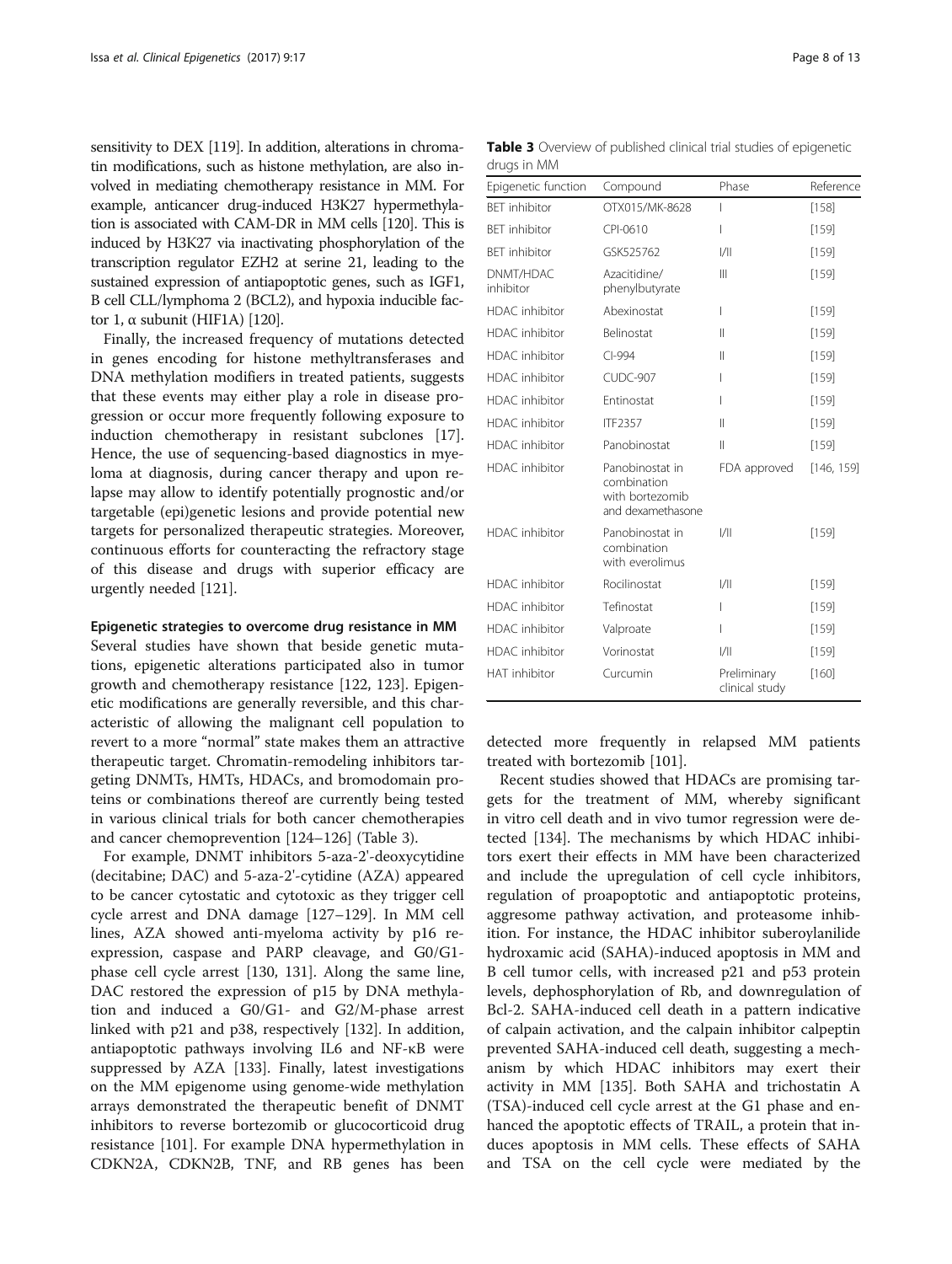sensitivity to DEX [119]. In addition, alterations in chromatin modifications, such as histone methylation, are also involved in mediating chemotherapy resistance in MM. For example, anticancer drug-induced H3K27 hypermethylation is associated with CAM-DR in MM cells [120]. This is induced by H3K27 via inactivating phosphorylation of the transcription regulator EZH2 at serine 21, leading to the sustained expression of antiapoptotic genes, such as IGF1, B cell CLL/lymphoma 2 (BCL2), and hypoxia inducible factor 1, α subunit (HIF1A) [120].

Finally, the increased frequency of mutations detected in genes encoding for histone methyltransferases and DNA methylation modifiers in treated patients, suggests that these events may either play a role in disease progression or occur more frequently following exposure to induction chemotherapy in resistant subclones [17]. Hence, the use of sequencing-based diagnostics in myeloma at diagnosis, during cancer therapy and upon relapse may allow to identify potentially prognostic and/or targetable (epi)genetic lesions and provide potential new targets for personalized therapeutic strategies. Moreover, continuous efforts for counteracting the refractory stage of this disease and drugs with superior efficacy are urgently needed [121].

#### Epigenetic strategies to overcome drug resistance in MM

Several studies have shown that beside genetic mutations, epigenetic alterations participated also in tumor growth and chemotherapy resistance [122, 123]. Epigenetic modifications are generally reversible, and this characteristic of allowing the malignant cell population to revert to a more "normal" state makes them an attractive therapeutic target. Chromatin-remodeling inhibitors targeting DNMTs, HMTs, HDACs, and bromodomain proteins or combinations thereof are currently being tested in various clinical trials for both cancer chemotherapies and cancer chemoprevention [124–126] (Table 3).

For example, DNMT inhibitors 5-aza-2'-deoxycytidine (decitabine; DAC) and 5-aza-2'-cytidine (AZA) appeared to be cancer cytostatic and cytotoxic as they trigger cell cycle arrest and DNA damage [127–129]. In MM cell lines, AZA showed anti-myeloma activity by p16 re-expression, caspase and PARP cleavage, and G0/G1-phase cell cycle arrest [130, 131]. Along the same line, DAC restored the expression of p15 by DNA methylation and induced a G0/G1- and G2/M-phase arrest linked with p21 and p38, respectively [132]. In addition, antiapoptotic pathways involving IL6 and NF-κB were suppressed by AZA [133]. Finally, latest investigations on the MM epigenome using genome-wide methylation arrays demonstrated the therapeutic benefit of DNMT inhibitors to reverse bortezomib or glucocorticoid drug resistance [101]. For example DNA hypermethylation in CDKN2A, CDKN2B, TNF, and RB genes has been detected more frequently in relapsed MM patients treated with bortezomib [101].

**Table 3** Overview of published clinical trial studies of epigenetic drugs in MM

| Epigenetic function | Compound | Phase | Reference |
|---|---|---|---|
| BET inhibitor | OTX015/MK-8628 | I | [158] |
| BET inhibitor | CPI-0610 | I | [159] |
| BET inhibitor | GSK525762 | I/II | [159] |
| DNMT/HDAC inhibitor | Azacitidine/ phenylbutyrate | III | [159] |
| HDAC inhibitor | Abexinostat | I | [159] |
| HDAC inhibitor | Belinostat | II | [159] |
| HDAC inhibitor | CI-994 | II | [159] |
| HDAC inhibitor | CUDC-907 | I | [159] |
| HDAC inhibitor | Entinostat | I | [159] |
| HDAC inhibitor | ITF2357 | II | [159] |
| HDAC inhibitor | Panobinostat | II | [159] |
| HDAC inhibitor | Panobinostat in combination with bortezomib and dexamethasone | FDA approved | [146, 159] |
| HDAC inhibitor | Panobinostat in combination with everolimus | I/II | [159] |
| HDAC inhibitor | Rocilinostat | I/II | [159] |
| HDAC inhibitor | Tefinostat | I | [159] |
| HDAC inhibitor | Valproate | I | [159] |
| HDAC inhibitor | Vorinostat | I/II | [159] |
| HAT inhibitor | Curcumin | Preliminary clinical study | [160] |

Recent studies showed that HDACs are promising targets for the treatment of MM, whereby significant in vitro cell death and in vivo tumor regression were detected [134]. The mechanisms by which HDAC inhibitors exert their effects in MM have been characterized and include the upregulation of cell cycle inhibitors, regulation of proapoptotic and antiapoptotic proteins, aggresome pathway activation, and proteasome inhibition. For instance, the HDAC inhibitor suberoylanilide hydroxamic acid (SAHA)-induced apoptosis in MM and B cell tumor cells, with increased p21 and p53 protein levels, dephosphorylation of Rb, and downregulation of Bcl-2. SAHA-induced cell death in a pattern indicative of calpain activation, and the calpain inhibitor calpeptin prevented SAHA-induced cell death, suggesting a mechanism by which HDAC inhibitors may exert their activity in MM [135]. Both SAHA and trichostatin A (TSA)-induced cell cycle arrest at the G1 phase and enhanced the apoptotic effects of TRAIL, a protein that induces apoptosis in MM cells. These effects of SAHA and TSA on the cell cycle were mediated by the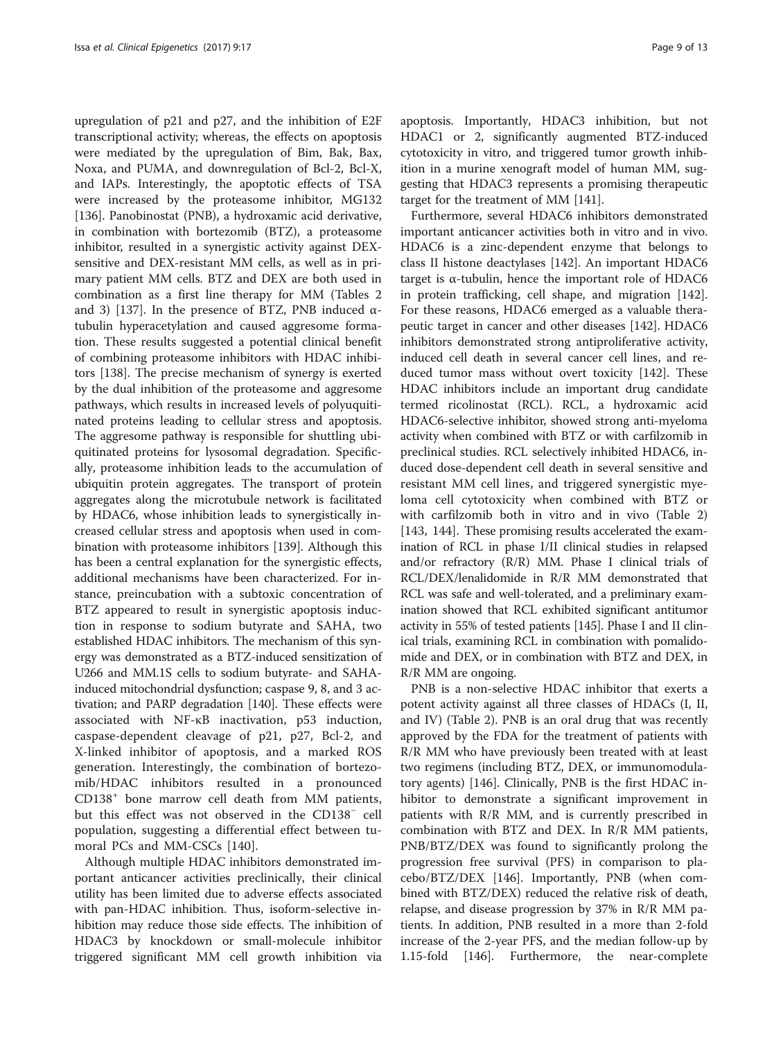upregulation of p21 and p27, and the inhibition of E2F transcriptional activity; whereas, the effects on apoptosis were mediated by the upregulation of Bim, Bak, Bax, Noxa, and PUMA, and downregulation of Bcl-2, Bcl-X, and IAPs. Interestingly, the apoptotic effects of TSA were increased by the proteasome inhibitor, MG132 [136]. Panobinostat (PNB), a hydroxamic acid derivative, in combination with bortezomib (BTZ), a proteasome inhibitor, resulted in a synergistic activity against DEX-sensitive and DEX-resistant MM cells, as well as in primary patient MM cells. BTZ and DEX are both used in combination as a first line therapy for MM (Tables 2 and 3) [137]. In the presence of BTZ, PNB induced α-tubulin hyperacetylation and caused aggresome formation. These results suggested a potential clinical benefit of combining proteasome inhibitors with HDAC inhibitors [138]. The precise mechanism of synergy is exerted by the dual inhibition of the proteasome and aggresome pathways, which results in increased levels of polyuquitinated proteins leading to cellular stress and apoptosis. The aggresome pathway is responsible for shuttling ubiquitinated proteins for lysosomal degradation. Specifically, proteasome inhibition leads to the accumulation of ubiquitin protein aggregates. The transport of protein aggregates along the microtubule network is facilitated by HDAC6, whose inhibition leads to synergistically increased cellular stress and apoptosis when used in combination with proteasome inhibitors [139]. Although this has been a central explanation for the synergistic effects, additional mechanisms have been characterized. For instance, preincubation with a subtoxic concentration of BTZ appeared to result in synergistic apoptosis induction in response to sodium butyrate and SAHA, two established HDAC inhibitors. The mechanism of this synergy was demonstrated as a BTZ-induced sensitization of U266 and MM.1S cells to sodium butyrate- and SAHA-induced mitochondrial dysfunction; caspase 9, 8, and 3 activation; and PARP degradation [140]. These effects were associated with NF-κB inactivation, p53 induction, caspase-dependent cleavage of p21, p27, Bcl-2, and X-linked inhibitor of apoptosis, and a marked ROS generation. Interestingly, the combination of bortezomib/HDAC inhibitors resulted in a pronounced $CD138^+$ bone marrow cell death from MM patients, but this effect was not observed in the $CD138^-$ cell population, suggesting a differential effect between tumoral PCs and MM-CSCs [140].

Although multiple HDAC inhibitors demonstrated important anticancer activities preclinically, their clinical utility has been limited due to adverse effects associated with pan-HDAC inhibition. Thus, isoform-selective inhibition may reduce those side effects. The inhibition of HDAC3 by knockdown or small-molecule inhibitor triggered significant MM cell growth inhibition via apoptosis. Importantly, HDAC3 inhibition, but not HDAC1 or 2, significantly augmented BTZ-induced cytotoxicity in vitro, and triggered tumor growth inhibition in a murine xenograft model of human MM, suggesting that HDAC3 represents a promising therapeutic target for the treatment of MM [141].

Furthermore, several HDAC6 inhibitors demonstrated important anticancer activities both in vitro and in vivo. HDAC6 is a zinc-dependent enzyme that belongs to class II histone deactylases [142]. An important HDAC6 target is α-tubulin, hence the important role of HDAC6 in protein trafficking, cell shape, and migration [142]. For these reasons, HDAC6 emerged as a valuable therapeutic target in cancer and other diseases [142]. HDAC6 inhibitors demonstrated strong antiproliferative activity, induced cell death in several cancer cell lines, and reduced tumor mass without overt toxicity [142]. These HDAC inhibitors include an important drug candidate termed ricolinostat (RCL). RCL, a hydroxamic acid HDAC6-selective inhibitor, showed strong anti-myeloma activity when combined with BTZ or with carfilzomib in preclinical studies. RCL selectively inhibited HDAC6, induced dose-dependent cell death in several sensitive and resistant MM cell lines, and triggered synergistic myeloma cell cytotoxicity when combined with BTZ or with carfilzomib both in vitro and in vivo (Table 2) [143, 144]. These promising results accelerated the examination of RCL in phase I/II clinical studies in relapsed and/or refractory (R/R) MM. Phase I clinical trials of RCL/DEX/lenalidomide in R/R MM demonstrated that RCL was safe and well-tolerated, and a preliminary examination showed that RCL exhibited significant antitumor activity in 55% of tested patients [145]. Phase I and II clinical trials, examining RCL in combination with pomalidomide and DEX, or in combination with BTZ and DEX, in R/R MM are ongoing.

PNB is a non-selective HDAC inhibitor that exerts a potent activity against all three classes of HDACs (I, II, and IV) (Table 2). PNB is an oral drug that was recently approved by the FDA for the treatment of patients with R/R MM who have previously been treated with at least two regimens (including BTZ, DEX, or immunomodulatory agents) [146]. Clinically, PNB is the first HDAC inhibitor to demonstrate a significant improvement in patients with R/R MM, and is currently prescribed in combination with BTZ and DEX. In R/R MM patients, PNB/BTZ/DEX was found to significantly prolong the progression free survival (PFS) in comparison to placebo/BTZ/DEX [146]. Importantly, PNB (when combined with BTZ/DEX) reduced the relative risk of death, relapse, and disease progression by 37% in R/R MM patients. In addition, PNB resulted in a more than 2-fold increase of the 2-year PFS, and the median follow-up by 1.15-fold [146]. Furthermore, the near-complete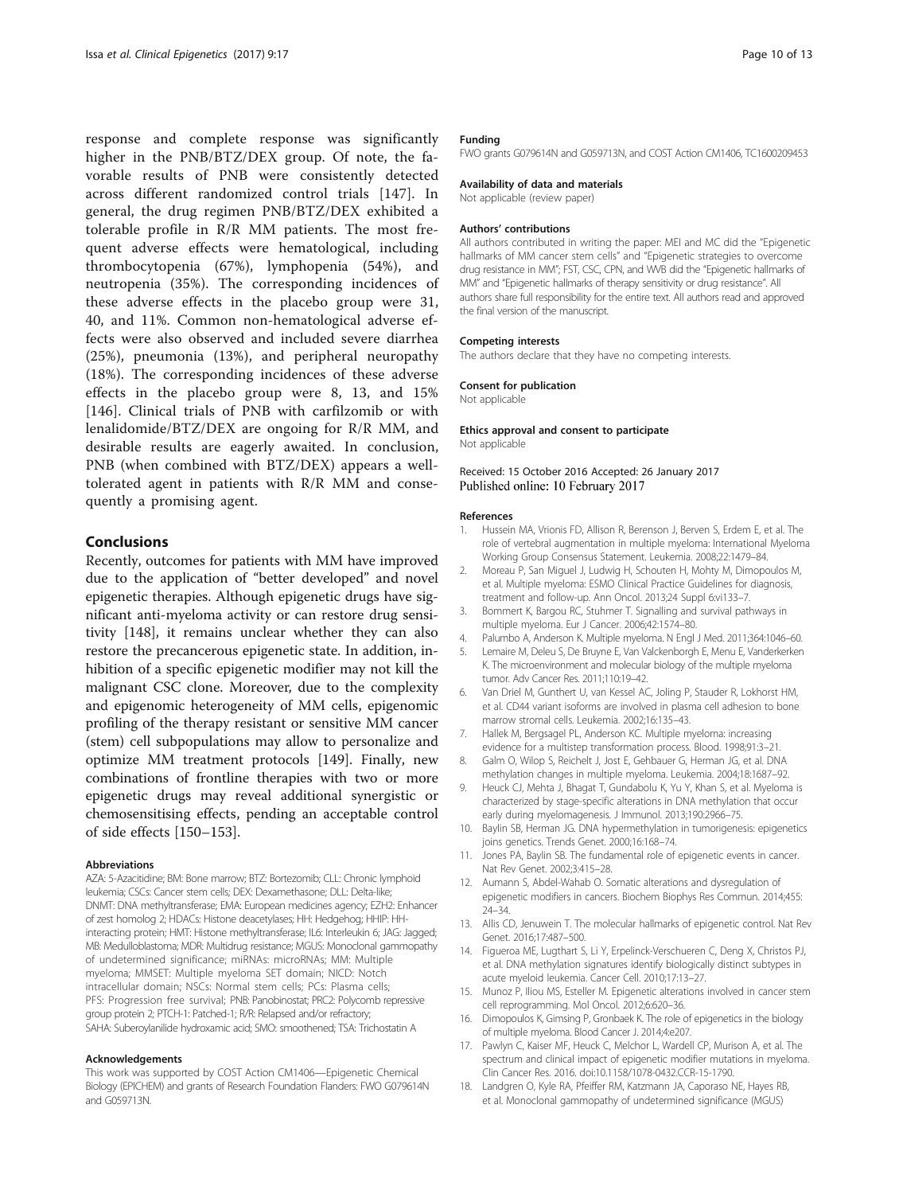response and complete response was significantly higher in the PNB/BTZ/DEX group. Of note, the favorable results of PNB were consistently detected across different randomized control trials [147]. In general, the drug regimen PNB/BTZ/DEX exhibited a tolerable profile in R/R MM patients. The most frequent adverse effects were hematological, including thrombocytopenia (67%), lymphopenia (54%), and neutropenia (35%). The corresponding incidences of these adverse effects in the placebo group were 31, 40, and 11%. Common non-hematological adverse effects were also observed and included severe diarrhea (25%), pneumonia (13%), and peripheral neuropathy (18%). The corresponding incidences of these adverse effects in the placebo group were 8, 13, and 15% [146]. Clinical trials of PNB with carfilzomib or with lenalidomide/BTZ/DEX are ongoing for R/R MM, and desirable results are eagerly awaited. In conclusion, PNB (when combined with BTZ/DEX) appears a well-tolerated agent in patients with R/R MM and consequently a promising agent.

## Conclusions

Recently, outcomes for patients with MM have improved due to the application of "better developed" and novel epigenetic therapies. Although epigenetic drugs have significant anti-myeloma activity or can restore drug sensitivity [148], it remains unclear whether they can also restore the precancerous epigenetic state. In addition, inhibition of a specific epigenetic modifier may not kill the malignant CSC clone. Moreover, due to the complexity and epigenomic heterogeneity of MM cells, epigenomic profiling of the therapy resistant or sensitive MM cancer (stem) cell subpopulations may allow to personalize and optimize MM treatment protocols [149]. Finally, new combinations of frontline therapies with two or more epigenetic drugs may reveal additional synergistic or chemosensitising effects, pending an acceptable control of side effects [150–153].

#### Abbreviations

AZA: 5-Azacitidine; BM: Bone marrow; BTZ: Bortezomib; CLL: Chronic lymphoid leukemia; CSCs: Cancer stem cells; DEX: Dexamethasone; DLL: Delta-like; DNMT: DNA methyltransferase; EMA: European medicines agency; EZH2: Enhancer of zest homolog 2; HDACs: Histone deacetylases; HH: Hedgehog; HHIP: HH-interacting protein; HMT: Histone methyltransferase; IL6: Interleukin 6; JAG: Jagged; MB: Medulloblastoma; MDR: Multidrug resistance; MGUS: Monoclonal gammopathy of undetermined significance; miRNAs: microRNAs; MM: Multiple myeloma; MMSET: Multiple myeloma SET domain; NICD: Notch intracellular domain; NSCs: Normal stem cells; PCs: Plasma cells; PFS: Progression free survival; PNB: Panobinostat; PRC2: Polycomb repressive group protein 2; PTCH-1: Patched-1; R/R: Relapsed and/or refractory; SAHA: Suberoylanilide hydroxamic acid; SMO: smoothened; TSA: Trichostatin A

#### Acknowledgements

This work was supported by COST Action CM1406—Epigenetic Chemical Biology (EPICHEM) and grants of Research Foundation Flanders: FWO G079614N and G059713N.

#### Funding

FWO grants G079614N and G059713N, and COST Action CM1406, TC1600209453

#### Availability of data and materials

Not applicable (review paper)

#### Authors' contributions

All authors contributed in writing the paper: MEI and MC did the "Epigenetic hallmarks of MM cancer stem cells" and "Epigenetic strategies to overcome drug resistance in MM"; FST, CSC, CPN, and WVB did the "Epigenetic hallmarks of MM" and "Epigenetic hallmarks of therapy sensitivity or drug resistance". All authors share full responsibility for the entire text. All authors read and approved the final version of the manuscript.

#### Competing interests

The authors declare that they have no competing interests.

#### Consent for publication

Not applicable

#### Ethics approval and consent to participate

Not applicable

Received: 15 October 2016 Accepted: 26 January 2017
Published online: 10 February 2017

#### References

1. Hussein MA, Vrionis FD, Allison R, Berenson J, Berven S, Erdem E, et al. The role of vertebral augmentation in multiple myeloma: International Myeloma Working Group Consensus Statement. Leukemia. 2008;22:1479–84.
2. Moreau P, San Miguel J, Ludwig H, Schouten H, Mohty M, Dimopoulos M, et al. Multiple myeloma: ESMO Clinical Practice Guidelines for diagnosis, treatment and follow-up. Ann Oncol. 2013;24 Suppl 6:vi133–7.
3. Bommert K, Bargou RC, Stuhmer T. Signalling and survival pathways in multiple myeloma. Eur J Cancer. 2006;42:1574–80.
4. Palumbo A, Anderson K. Multiple myeloma. N Engl J Med. 2011;364:1046–60.
5. Lemaire M, Deleu S, De Bruyne E, Van Valckenborgh E, Menu E, Vanderkerken K. The microenvironment and molecular biology of the multiple myeloma tumor. Adv Cancer Res. 2011;110:19–42.
6. Van Driel M, Gunthert U, van Kessel AC, Joling P, Stauder R, Lokhorst HM, et al. CD44 variant isoforms are involved in plasma cell adhesion to bone marrow stromal cells. Leukemia. 2002;16:135–43.
7. Hallek M, Bergsagel PL, Anderson KC. Multiple myeloma: increasing evidence for a multistep transformation process. Blood. 1998;91:3–21.
8. Galm O, Wilop S, Reichelt J, Jost E, Gehbauer G, Herman JG, et al. DNA methylation changes in multiple myeloma. Leukemia. 2004;18:1687–92.
9. Heuck CJ, Mehta J, Bhagat T, Gundabolu K, Yu Y, Khan S, et al. Myeloma is characterized by stage-specific alterations in DNA methylation that occur early during myelomagenesis. J Immunol. 2013;190:2966–75.
10. Baylin SB, Herman JG. DNA hypermethylation in tumorigenesis: epigenetics joins genetics. Trends Genet. 2000;16:168–74.
11. Jones PA, Baylin SB. The fundamental role of epigenetic events in cancer. Nat Rev Genet. 2002;3:415–28.
12. Aumann S, Abdel-Wahab O. Somatic alterations and dysregulation of epigenetic modifiers in cancers. Biochem Biophys Res Commun. 2014;455: 24–34.
13. Allis CD, Jenuwein T. The molecular hallmarks of epigenetic control. Nat Rev Genet. 2016;17:487–500.
14. Figueroa ME, Lugthart S, Li Y, Erpelinck-Verschueren C, Deng X, Christos PJ, et al. DNA methylation signatures identify biologically distinct subtypes in acute myeloid leukemia. Cancer Cell. 2010;17:13–27.
15. Munoz P, Iliou MS, Esteller M. Epigenetic alterations involved in cancer stem cell reprogramming. Mol Oncol. 2012;6:620–36.
16. Dimopoulos K, Gimsing P, Gronbaek K. The role of epigenetics in the biology of multiple myeloma. Blood Cancer J. 2014;4:e207.
17. Pawlyn C, Kaiser MF, Heuck C, Melchor L, Wardell CP, Murison A, et al. The spectrum and clinical impact of epigenetic modifier mutations in myeloma. Clin Cancer Res. 2016. doi:10.1158/1078-0432.CCR-15-1790.
18. Landgren O, Kyle RA, Pfeiffer RM, Katzmann JA, Caporaso NE, Hayes RB, et al. Monoclonal gammopathy of undetermined significance (MGUS)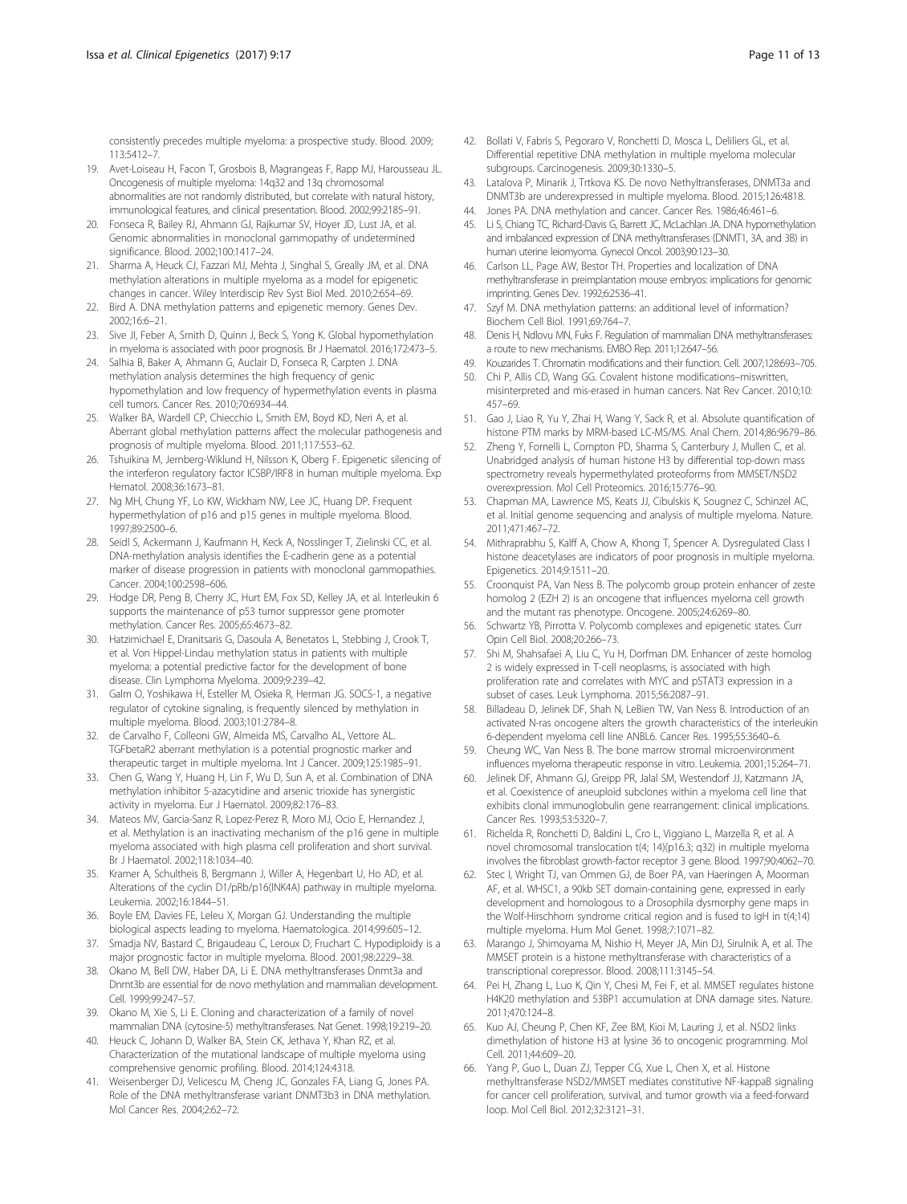consistently precedes multiple myeloma: a prospective study. Blood. 2009; 113:5412–7.

19. Avet-Loiseau H, Facon T, Grosbois B, Magrangeas F, Rapp MJ, Harousseau JL. Oncogenesis of multiple myeloma: 14q32 and 13q chromosomal abnormalities are not randomly distributed, but correlate with natural history, immunological features, and clinical presentation. Blood. 2002;99:2185–91.
20. Fonseca R, Bailey RJ, Ahmann GJ, Rajkumar SV, Hoyer JD, Lust JA, et al. Genomic abnormalities in monoclonal gammopathy of undetermined significance. Blood. 2002;100:1417–24.
21. Sharma A, Heuck CJ, Fazzari MJ, Mehta J, Singhal S, Greally JM, et al. DNA methylation alterations in multiple myeloma as a model for epigenetic changes in cancer. Wiley Interdiscip Rev Syst Biol Med. 2010;2:654–69.
22. Bird A. DNA methylation patterns and epigenetic memory. Genes Dev. 2002;16:6–21.
23. Sive JI, Feber A, Smith D, Quinn J, Beck S, Yong K. Global hypomethylation in myeloma is associated with poor prognosis. Br J Haematol. 2016;172:473–5.
24. Salhia B, Baker A, Ahmann G, Auclair D, Fonseca R, Carpten J. DNA methylation analysis determines the high frequency of genic hypomethylation and low frequency of hypermethylation events in plasma cell tumors. Cancer Res. 2010;70:6934–44.
25. Walker BA, Wardell CP, Chiecchio L, Smith EM, Boyd KD, Neri A, et al. Aberrant global methylation patterns affect the molecular pathogenesis and prognosis of multiple myeloma. Blood. 2011;117:553–62.
26. Tshuikina M, Jernberg-Wiklund H, Nilsson K, Oberg F. Epigenetic silencing of the interferon regulatory factor ICSBP/IRF8 in human multiple myeloma. Exp Hematol. 2008;36:1673–81.
27. Ng MH, Chung YF, Lo KW, Wickham NW, Lee JC, Huang DP. Frequent hypermethylation of p16 and p15 genes in multiple myeloma. Blood. 1997;89:2500–6.
28. Seidl S, Ackermann J, Kaufmann H, Keck A, Nosslinger T, Zielinski CC, et al. DNA-methylation analysis identifies the E-cadherin gene as a potential marker of disease progression in patients with monoclonal gammopathies. Cancer. 2004;100:2598–606.
29. Hodge DR, Peng B, Cherry JC, Hurt EM, Fox SD, Kelley JA, et al. Interleukin 6 supports the maintenance of p53 tumor suppressor gene promoter methylation. Cancer Res. 2005;65:4673–82.
30. Hatzimichael E, Dranitsaris G, Dasoula A, Benetatos L, Stebbing J, Crook T, et al. Von Hippel-Lindau methylation status in patients with multiple myeloma: a potential predictive factor for the development of bone disease. Clin Lymphoma Myeloma. 2009;9:239–42.
31. Galm O, Yoshikawa H, Esteller M, Osieka R, Herman JG. SOCS-1, a negative regulator of cytokine signaling, is frequently silenced by methylation in multiple myeloma. Blood. 2003;101:2784–8.
32. de Carvalho F, Colleoni GW, Almeida MS, Carvalho AL, Vettore AL. TGFbetaR2 aberrant methylation is a potential prognostic marker and therapeutic target in multiple myeloma. Int J Cancer. 2009;125:1985–91.
33. Chen G, Wang Y, Huang H, Lin F, Wu D, Sun A, et al. Combination of DNA methylation inhibitor 5-azacytidine and arsenic trioxide has synergistic activity in myeloma. Eur J Haematol. 2009;82:176–83.
34. Mateos MV, Garcia-Sanz R, Lopez-Perez R, Moro MJ, Ocio E, Hernandez J, et al. Methylation is an inactivating mechanism of the p16 gene in multiple myeloma associated with high plasma cell proliferation and short survival. Br J Haematol. 2002;118:1034–40.
35. Kramer A, Schultheis B, Bergmann J, Willer A, Hegenbart U, Ho AD, et al. Alterations of the cyclin D1/pRb/p16(INK4A) pathway in multiple myeloma. Leukemia. 2002;16:1844–51.
36. Boyle EM, Davies FE, Leleu X, Morgan GJ. Understanding the multiple biological aspects leading to myeloma. Haematologica. 2014;99:605–12.
37. Smadja NV, Bastard C, Brigaudeau C, Leroux D, Fruchart C. Hypodiploidy is a major prognostic factor in multiple myeloma. Blood. 2001;98:2229–38.
38. Okano M, Bell DW, Haber DA, Li E. DNA methyltransferases Dnmt3a and Dnmt3b are essential for de novo methylation and mammalian development. Cell. 1999;99:247–57.
39. Okano M, Xie S, Li E. Cloning and characterization of a family of novel mammalian DNA (cytosine-5) methyltransferases. Nat Genet. 1998;19:219–20.
40. Heuck C, Johann D, Walker BA, Stein CK, Jethava Y, Khan RZ, et al. Characterization of the mutational landscape of multiple myeloma using comprehensive genomic profiling. Blood. 2014;124:4318.
41. Weisenberger DJ, Velicescu M, Cheng JC, Gonzales FA, Liang G, Jones PA. Role of the DNA methyltransferase variant DNMT3b3 in DNA methylation. Mol Cancer Res. 2004;2:62–72.
42. Bollati V, Fabris S, Pegoraro V, Ronchetti D, Mosca L, Deliliers GL, et al. Differential repetitive DNA methylation in multiple myeloma molecular subgroups. Carcinogenesis. 2009;30:1330–5.
43. Latalova P, Minarik J, Trtkova KS. De novo Nethyltransferases, DNMT3a and DNMT3b are underexpressed in multiple myeloma. Blood. 2015;126:4818.
44. Jones PA. DNA methylation and cancer. Cancer Res. 1986;46:461–6.
45. Li S, Chiang TC, Richard-Davis G, Barrett JC, McLachlan JA. DNA hypomethylation and imbalanced expression of DNA methyltransferases (DNMT1, 3A, and 3B) in human uterine leiomyoma. Gynecol Oncol. 2003;90:123–30.
46. Carlson LL, Page AW, Bestor TH. Properties and localization of DNA methyltransferase in preimplantation mouse embryos: implications for genomic imprinting. Genes Dev. 1992;6:2536–41.
47. Szyf M. DNA methylation patterns: an additional level of information? Biochem Cell Biol. 1991;69:764–7.
48. Denis H, Ndlovu MN, Fuks F. Regulation of mammalian DNA methyltransferases: a route to new mechanisms. EMBO Rep. 2011;12:647–56.
49. Kouzarides T. Chromatin modifications and their function. Cell. 2007;128:693–705.
50. Chi P, Allis CD, Wang GG. Covalent histone modifications–miswritten, misinterpreted and mis-erased in human cancers. Nat Rev Cancer. 2010;10:457–69.
51. Gao J, Liao R, Yu Y, Zhai H, Wang Y, Sack R, et al. Absolute quantification of histone PTM marks by MRM-based LC-MS/MS. Anal Chem. 2014;86:9679–86.
52. Zheng Y, Fornelli L, Compton PD, Sharma S, Canterbury J, Mullen C, et al. Unabridged analysis of human histone H3 by differential top-down mass spectrometry reveals hypermethylated proteoforms from MMSET/NSD2 overexpression. Mol Cell Proteomics. 2016;15:776–90.
53. Chapman MA, Lawrence MS, Keats JJ, Cibulskis K, Sougnez C, Schinzel AC, et al. Initial genome sequencing and analysis of multiple myeloma. Nature. 2011;471:467–72.
54. Mithraprabhu S, Kalff A, Chow A, Khong T, Spencer A. Dysregulated Class I histone deacetylases are indicators of poor prognosis in multiple myeloma. Epigenetics. 2014;9:1511–20.
55. Croonquist PA, Van Ness B. The polycomb group protein enhancer of zeste homolog 2 (EZH 2) is an oncogene that influences myeloma cell growth and the mutant ras phenotype. Oncogene. 2005;24:6269–80.
56. Schwartz YB, Pirrotta V. Polycomb complexes and epigenetic states. Curr Opin Cell Biol. 2008;20:266–73.
57. Shi M, Shahsafaei A, Liu C, Yu H, Dorfman DM. Enhancer of zeste homolog 2 is widely expressed in T-cell neoplasms, is associated with high proliferation rate and correlates with MYC and pSTAT3 expression in a subset of cases. Leuk Lymphoma. 2015;56:2087–91.
58. Billadeau D, Jelinek DF, Shah N, LeBien TW, Van Ness B. Introduction of an activated N-ras oncogene alters the growth characteristics of the interleukin 6-dependent myeloma cell line ANBL6. Cancer Res. 1995;55:3640–6.
59. Cheung WC, Van Ness B. The bone marrow stromal microenvironment influences myeloma therapeutic response in vitro. Leukemia. 2001;15:264–71.
60. Jelinek DF, Ahmann GJ, Greipp PR, Jalal SM, Westendorf JJ, Katzmann JA, et al. Coexistence of aneuploid subclones within a myeloma cell line that exhibits clonal immunoglobulin gene rearrangement: clinical implications. Cancer Res. 1993;53:5320–7.
61. Richelda R, Ronchetti D, Baldini L, Cro L, Viggiano L, Marzella R, et al. A novel chromosomal translocation t(4; 14)(p16.3; q32) in multiple myeloma involves the fibroblast growth-factor receptor 3 gene. Blood. 1997;90:4062–70.
62. Stec I, Wright TJ, van Ommen GJ, de Boer PA, van Haeringen A, Moorman AF, et al. WHSC1, a 90kb SET domain-containing gene, expressed in early development and homologous to a Drosophila dysmorphy gene maps in the Wolf-Hirschhorn syndrome critical region and is fused to IgH in t(4;14) multiple myeloma. Hum Mol Genet. 1998;7:1071–82.
63. Marango J, Shimoyama M, Nishio H, Meyer JA, Min DJ, Sirulnik A, et al. The MMSET protein is a histone methyltransferase with characteristics of a transcriptional corepressor. Blood. 2008;111:3145–54.
64. Pei H, Zhang L, Luo K, Qin Y, Chesi M, Fei F, et al. MMSET regulates histone H4K20 methylation and 53BP1 accumulation at DNA damage sites. Nature. 2011;470:124–8.
65. Kuo AJ, Cheung P, Chen KF, Zee BM, Kioi M, Lauring J, et al. NSD2 links dimethylation of histone H3 at lysine 36 to oncogenic programming. Mol Cell. 2011;44:609–20.
66. Yang P, Guo L, Duan ZJ, Tepper CG, Xue L, Chen X, et al. Histone methyltransferase NSD2/MMSET mediates constitutive NF-kappaB signaling for cancer cell proliferation, survival, and tumor growth via a feed-forward loop. Mol Cell Biol. 2012;32:3121–31.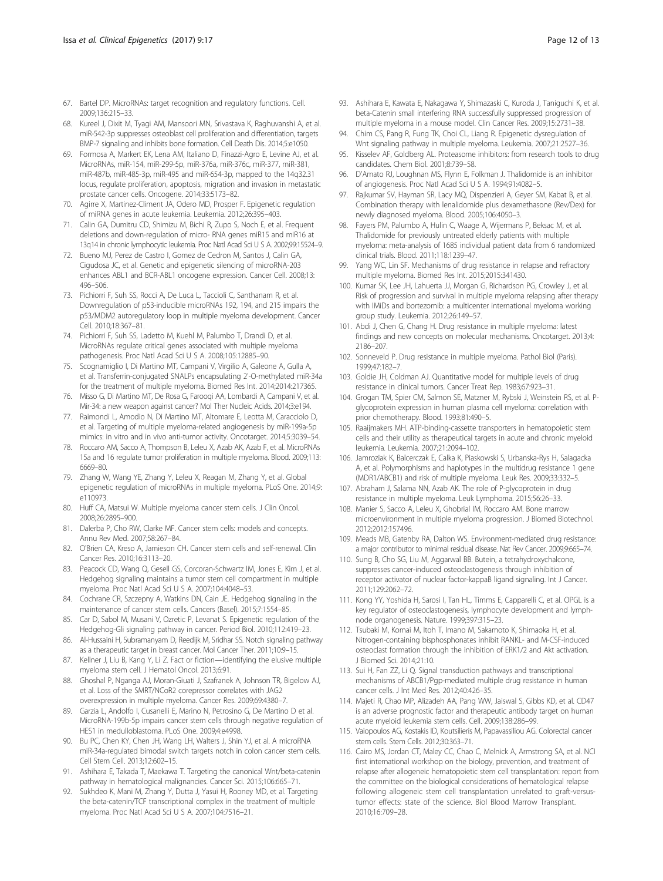67. Bartel DP. MicroRNAs: target recognition and regulatory functions. Cell. 2009;136:215–33.
68. Kureel J, Dixit M, Tyagi AM, Mansoori MN, Srivastava K, Raghuvanshi A, et al. miR-542-3p suppresses osteoblast cell proliferation and differentiation, targets BMP-7 signaling and inhibits bone formation. Cell Death Dis. 2014;5:e1050.
69. Formosa A, Markert EK, Lena AM, Italiano D, Finazzi-Agro E, Levine AJ, et al. MicroRNAs, miR-154, miR-299-5p, miR-376a, miR-376c, miR-377, miR-381, miR-487b, miR-485-3p, miR-495 and miR-654-3p, mapped to the 14q32.31 locus, regulate proliferation, apoptosis, migration and invasion in metastatic prostate cancer cells. Oncogene. 2014;33:5173–82.
70. Agirre X, Martinez-Climent JA, Odero MD, Prosper F. Epigenetic regulation of miRNA genes in acute leukemia. Leukemia. 2012;26:395–403.
71. Calin GA, Dumitru CD, Shimizu M, Bichi R, Zupo S, Noch E, et al. Frequent deletions and down-regulation of micro- RNA genes miR15 and miR16 at 13q14 in chronic lymphocytic leukemia. Proc Natl Acad Sci U S A. 2002;99:15524–9.
72. Bueno MJ, Perez de Castro I, Gomez de Cedron M, Santos J, Calin GA, Cigudosa JC, et al. Genetic and epigenetic silencing of microRNA-203 enhances ABL1 and BCR-ABL1 oncogene expression. Cancer Cell. 2008;13: 496–506.
73. Pichiorri F, Suh SS, Rocci A, De Luca L, Taccioli C, Santhanam R, et al. Downregulation of p53-inducible microRNAs 192, 194, and 215 impairs the p53/MDM2 autoregulatory loop in multiple myeloma development. Cancer Cell. 2010;18:367–81.
74. Pichiorri F, Suh SS, Ladetto M, Kuehl M, Palumbo T, Drandi D, et al. MicroRNAs regulate critical genes associated with multiple myeloma pathogenesis. Proc Natl Acad Sci U S A. 2008;105:12885–90.
75. Scognamiglio I, Di Martino MT, Campani V, Virgilio A, Galeone A, Gulla A, et al. Transferrin-conjugated SNALPs encapsulating 2'-O-methylated miR-34a for the treatment of multiple myeloma. Biomed Res Int. 2014;2014:217365.
76. Misso G, Di Martino MT, De Rosa G, Farooqi AA, Lombardi A, Campani V, et al. Mir-34: a new weapon against cancer? Mol Ther Nucleic Acids. 2014;3:e194.
77. Raimondi L, Amodio N, Di Martino MT, Altomare E, Leotta M, Caracciolo D, et al. Targeting of multiple myeloma-related angiogenesis by miR-199a-5p mimics: in vitro and in vivo anti-tumor activity. Oncotarget. 2014;5:3039–54.
78. Roccaro AM, Sacco A, Thompson B, Leleu X, Azab AK, Azab F, et al. MicroRNAs 15a and 16 regulate tumor proliferation in multiple myeloma. Blood. 2009;113: 6669–80.
79. Zhang W, Wang YE, Zhang Y, Leleu X, Reagan M, Zhang Y, et al. Global epigenetic regulation of microRNAs in multiple myeloma. PLoS One. 2014;9: e110973.
80. Huff CA, Matsui W. Multiple myeloma cancer stem cells. J Clin Oncol. 2008;26:2895–900.
81. Dalerba P, Cho RW, Clarke MF. Cancer stem cells: models and concepts. Annu Rev Med. 2007;58:267–84.
82. O'Brien CA, Kreso A, Jamieson CH. Cancer stem cells and self-renewal. Clin Cancer Res. 2010;16:3113–20.
83. Peacock CD, Wang Q, Gesell GS, Corcoran-Schwartz IM, Jones E, Kim J, et al. Hedgehog signaling maintains a tumor stem cell compartment in multiple myeloma. Proc Natl Acad Sci U S A. 2007;104:4048–53.
84. Cochrane CR, Szczepny A, Watkins DN, Cain JE. Hedgehog signaling in the maintenance of cancer stem cells. Cancers (Basel). 2015;7:1554–85.
85. Car D, Sabol M, Musani V, Ozretic P, Levanat S. Epigenetic regulation of the Hedgehog-Gli signaling pathway in cancer. Period Biol. 2010;112:419–23.
86. Al-Hussaini H, Subramanyam D, Reedijk M, Sridhar SS. Notch signaling pathway as a therapeutic target in breast cancer. Mol Cancer Ther. 2011;10:9–15.
87. Kellner J, Liu B, Kang Y, Li Z. Fact or fiction—identifying the elusive multiple myeloma stem cell. J Hematol Oncol. 2013;6:91.
88. Ghoshal P, Nganga AJ, Moran-Giuati J, Szafranek A, Johnson TR, Bigelow AJ, et al. Loss of the SMRT/NCoR2 corepressor correlates with JAG2 overexpression in multiple myeloma. Cancer Res. 2009;69:4380–7.
89. Garzia L, Andolfo I, Cusanelli E, Marino N, Petrosino G, De Martino D et al. MicroRNA-199b-5p impairs cancer stem cells through negative regulation of HES1 in medulloblastoma. PLoS One. 2009;4:e4998.
90. Bu PC, Chen KY, Chen JH, Wang LH, Walters J, Shin YJ, et al. A microRNA miR-34a-regulated bimodal switch targets notch in colon cancer stem cells. Cell Stem Cell. 2013;12:602–15.
91. Ashihara E, Takada T, Maekawa T. Targeting the canonical Wnt/beta-catenin pathway in hematological malignancies. Cancer Sci. 2015;106:665–71.
92. Sukhdeo K, Mani M, Zhang Y, Dutta J, Yasui H, Rooney MD, et al. Targeting the beta-catenin/TCF transcriptional complex in the treatment of multiple myeloma. Proc Natl Acad Sci U S A. 2007;104:7516–21.
93. Ashihara E, Kawata E, Nakagawa Y, Shimazaski C, Kuroda J, Taniguchi K, et al. beta-Catenin small interfering RNA successfully suppressed progression of multiple myeloma in a mouse model. Clin Cancer Res. 2009;15:2731–38.
94. Chim CS, Pang R, Fung TK, Choi CL, Liang R. Epigenetic dysregulation of Wnt signaling pathway in multiple myeloma. Leukemia. 2007;21:2527–36.
95. Kisselev AF, Goldberg AL. Proteasome inhibitors: from research tools to drug candidates. Chem Biol. 2001;8:739–58.
96. D'Amato RJ, Loughnan MS, Flynn E, Folkman J. Thalidomide is an inhibitor of angiogenesis. Proc Natl Acad Sci U S A. 1994;91:4082–5.
97. Rajkumar SV, Hayman SR, Lacy MQ, Dispenzieri A, Geyer SM, Kabat B, et al. Combination therapy with lenalidomide plus dexamethasone (Rev/Dex) for newly diagnosed myeloma. Blood. 2005;106:4050–3.
98. Fayers PM, Palumbo A, Hulin C, Waage A, Wijermans P, Beksac M, et al. Thalidomide for previously untreated elderly patients with multiple myeloma: meta-analysis of 1685 individual patient data from 6 randomized clinical trials. Blood. 2011;118:1239–47.
99. Yang WC, Lin SF. Mechanisms of drug resistance in relapse and refractory multiple myeloma. Biomed Res Int. 2015;2015:341430.
100. Kumar SK, Lee JH, Lahuerta JJ, Morgan G, Richardson PG, Crowley J, et al. Risk of progression and survival in multiple myeloma relapsing after therapy with IMiDs and bortezomib: a multicenter international myeloma working group study. Leukemia. 2012;26:149–57.
101. Abdi J, Chen G, Chang H. Drug resistance in multiple myeloma: latest findings and new concepts on molecular mechanisms. Oncotarget. 2013;4: 2186–207.
102. Sonneveld P. Drug resistance in multiple myeloma. Pathol Biol (Paris). 1999;47:182–7.
103. Goldie JH, Coldman AJ. Quantitative model for multiple levels of drug resistance in clinical tumors. Cancer Treat Rep. 1983;67:923–31.
104. Grogan TM, Spier CM, Salmon SE, Matzner M, Rybski J, Weinstein RS, et al. P-glycoprotein expression in human plasma cell myeloma: correlation with prior chemotherapy. Blood. 1993;81:490–5.
105. Raaijmakers MH. ATP-binding-cassette transporters in hematopoietic stem cells and their utility as therapeutical targets in acute and chronic myeloid leukemia. Leukemia. 2007;21:2094–102.
106. Jamroziak K, Balcerczak E, Calka K, Piaskowski S, Urbanska-Rys H, Salagacka A, et al. Polymorphisms and haplotypes in the multidrug resistance 1 gene (MDR1/ABCB1) and risk of multiple myeloma. Leuk Res. 2009;33:332–5.
107. Abraham J, Salama NN, Azab AK. The role of P-glycoprotein in drug resistance in multiple myeloma. Leuk Lymphoma. 2015;56:26–33.
108. Manier S, Sacco A, Leleu X, Ghobrial IM, Roccaro AM. Bone marrow microenvironment in multiple myeloma progression. J Biomed Biotechnol. 2012;2012:157496.
109. Meads MB, Gatenby RA, Dalton WS. Environment-mediated drug resistance: a major contributor to minimal residual disease. Nat Rev Cancer. 2009;9:665–74.
110. Sung B, Cho SG, Liu M, Aggarwal BB. Butein, a tetrahydroxychalcone, suppresses cancer-induced osteoclastogenesis through inhibition of receptor activator of nuclear factor-kappaB ligand signaling. Int J Cancer. 2011;129:2062–72.
111. Kong YY, Yoshida H, Sarosi I, Tan HL, Timms E, Capparelli C, et al. OPGL is a key regulator of osteoclastogenesis, lymphocyte development and lymph-node organogenesis. Nature. 1999;397:315–23.
112. Tsubaki M, Komai M, Itoh T, Imano M, Sakamoto K, Shimaoka H, et al. Nitrogen-containing bisphosphonates inhibit RANKL- and M-CSF-induced osteoclast formation through the inhibition of ERK1/2 and Akt activation. J Biomed Sci. 2014;21:10.
113. Sui H, Fan ZZ, Li Q. Signal transduction pathways and transcriptional mechanisms of ABCB1/Pgp-mediated multiple drug resistance in human cancer cells. J Int Med Res. 2012;40:426–35.
114. Majeti R, Chao MP, Alizadeh AA, Pang WW, Jaiswal S, Gibbs KD, et al. CD47 is an adverse prognostic factor and therapeutic antibody target on human acute myeloid leukemia stem cells. Cell. 2009;138:286–99.
115. Vaiopoulos AG, Kostakis ID, Koutsilieris M, Papavassiliou AG. Colorectal cancer stem cells. Stem Cells. 2012;30:363–71.
116. Cairo MS, Jordan CT, Maley CC, Chao C, Melnick A, Armstrong SA, et al. NCI first international workshop on the biology, prevention, and treatment of relapse after allogeneic hematopoietic stem cell transplantation: report from the committee on the biological considerations of hematological relapse following allogeneic stem cell transplantation unrelated to graft-versus-tumor effects: state of the science. Biol Blood Marrow Transplant. 2010;16:709–28.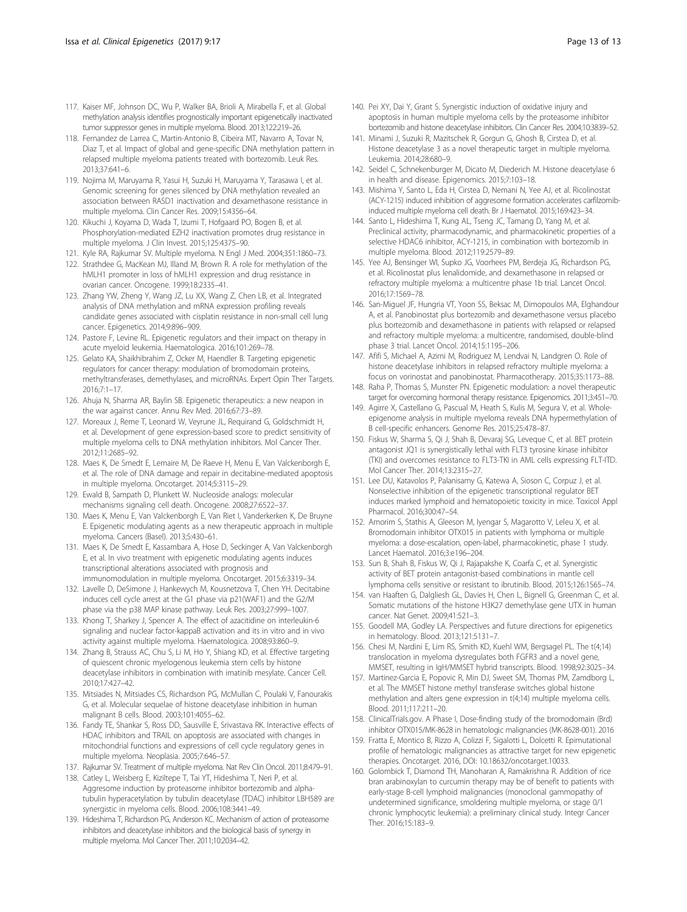117. Kaiser MF, Johnson DC, Wu P, Walker BA, Brioli A, Mirabella F, et al. Global methylation analysis identifies prognostically important epigenetically inactivated tumor suppressor genes in multiple myeloma. Blood. 2013;122:219–26.
118. Fernandez de Larrea C, Martin-Antonio B, Cibeira MT, Navarro A, Tovar N, Diaz T, et al. Impact of global and gene-specific DNA methylation pattern in relapsed multiple myeloma patients treated with bortezomib. Leuk Res. 2013;37:641–6.
119. Nojima M, Maruyama R, Yasui H, Suzuki H, Maruyama Y, Tarasawa I, et al. Genomic screening for genes silenced by DNA methylation revealed an association between RASD1 inactivation and dexamethasone resistance in multiple myeloma. Clin Cancer Res. 2009;15:4356–64.
120. Kikuchi J, Koyama D, Wada T, Izumi T, Hofgaard PO, Bogen B, et al. Phosphorylation-mediated EZH2 inactivation promotes drug resistance in multiple myeloma. J Clin Invest. 2015;125:4375–90.
121. Kyle RA, Rajkumar SV. Multiple myeloma. N Engl J Med. 2004;351:1860–73.
122. Strathdee G, MacKean MJ, Illand M, Brown R. A role for methylation of the hMLH1 promoter in loss of hMLH1 expression and drug resistance in ovarian cancer. Oncogene. 1999;18:2335–41.
123. Zhang YW, Zheng Y, Wang JZ, Lu XX, Wang Z, Chen LB, et al. Integrated analysis of DNA methylation and mRNA expression profiling reveals candidate genes associated with cisplatin resistance in non-small cell lung cancer. Epigenetics. 2014;9:896–909.
124. Pastore F, Levine RL. Epigenetic regulators and their impact on therapy in acute myeloid leukemia. Haematologica. 2016;101:269–78.
125. Gelato KA, Shaikhibrahim Z, Ocker M, Haendler B. Targeting epigenetic regulators for cancer therapy: modulation of bromodomain proteins, methyltransferases, demethylases, and microRNAs. Expert Opin Ther Targets. 2016;7:1–17.
126. Ahuja N, Sharma AR, Baylin SB. Epigenetic therapeutics: a new neapon in the war against cancer. Annu Rev Med. 2016;67:73–89.
127. Moreaux J, Reme T, Leonard W, Veyrune JL, Requirand G, Goldschmidt H, et al. Development of gene expression-based score to predict sensitivity of multiple myeloma cells to DNA methylation inhibitors. Mol Cancer Ther. 2012;11:2685–92.
128. Maes K, De Smedt E, Lemaire M, De Raeve H, Menu E, Van Valckenborgh E, et al. The role of DNA damage and repair in decitabine-mediated apoptosis in multiple myeloma. Oncotarget. 2014;5:3115–29.
129. Ewald B, Sampath D, Plunkett W. Nucleoside analogs: molecular mechanisms signaling cell death. Oncogene. 2008;27:6522–37.
130. Maes K, Menu E, Van Valckenborgh E, Van Riet I, Vanderkerken K, De Bruyne E. Epigenetic modulating agents as a new therapeutic approach in multiple myeloma. Cancers (Basel). 2013;5:430–61.
131. Maes K, De Smedt E, Kassambara A, Hose D, Seckinger A, Van Valckenborgh E, et al. In vivo treatment with epigenetic modulating agents induces transcriptional alterations associated with prognosis and immunomodulation in multiple myeloma. Oncotarget. 2015;6:3319–34.
132. Lavelle D, DeSimone J, Hankewych M, Kousnetzova T, Chen YH. Decitabine induces cell cycle arrest at the G1 phase via p21(WAF1) and the G2/M phase via the p38 MAP kinase pathway. Leuk Res. 2003;27:999–1007.
133. Khong T, Sharkey J, Spencer A. The effect of azacitidine on interleukin-6 signaling and nuclear factor-kappaB activation and its in vitro and in vivo activity against multiple myeloma. Haematologica. 2008;93:860–9.
134. Zhang B, Strauss AC, Chu S, Li M, Ho Y, Shiang KD, et al. Effective targeting of quiescent chronic myelogenous leukemia stem cells by histone deacetylase inhibitors in combination with imatinib mesylate. Cancer Cell. 2010;17:427–42.
135. Mitsiades N, Mitsiades CS, Richardson PG, McMullan C, Poulaki V, Fanourakis G, et al. Molecular sequelae of histone deacetylase inhibition in human malignant B cells. Blood. 2003;101:4055–62.
136. Fandy TE, Shankar S, Ross DD, Sausville E, Srivastava RK. Interactive effects of HDAC inhibitors and TRAIL on apoptosis are associated with changes in mitochondrial functions and expressions of cell cycle regulatory genes in multiple myeloma. Neoplasia. 2005;7:646–57.
137. Rajkumar SV. Treatment of multiple myeloma. Nat Rev Clin Oncol. 2011;8:479–91.
138. Catley L, Weisberg E, Kiziltepe T, Tai YT, Hideshima T, Neri P, et al. Aggresome induction by proteasome inhibitor bortezomib and alpha-tubulin hyperacetylation by tubulin deacetylase (TDAC) inhibitor LBH589 are synergistic in myeloma cells. Blood. 2006;108:3441–49.
139. Hideshima T, Richardson PG, Anderson KC. Mechanism of action of proteasome inhibitors and deacetylase inhibitors and the biological basis of synergy in multiple myeloma. Mol Cancer Ther. 2011;10:2034–42.
140. Pei XY, Dai Y, Grant S. Synergistic induction of oxidative injury and apoptosis in human multiple myeloma cells by the proteasome inhibitor bortezomib and histone deacetylase inhibitors. Clin Cancer Res. 2004;10:3839–52.
141. Minami J, Suzuki R, Mazitschek R, Gorgun G, Ghosh B, Cirstea D, et al. Histone deacetylase 3 as a novel therapeutic target in multiple myeloma. Leukemia. 2014;28:680–9.
142. Seidel C, Schnekenburger M, Dicato M, Diederich M. Histone deacetylase 6 in health and disease. Epigenomics. 2015;7:103–18.
143. Mishima Y, Santo L, Eda H, Cirstea D, Nemani N, Yee AJ, et al. Ricolinostat (ACY-1215) induced inhibition of aggresome formation accelerates carfilzomib-induced multiple myeloma cell death. Br J Haematol. 2015;169:423–34.
144. Santo L, Hideshima T, Kung AL, Tseng JC, Tamang D, Yang M, et al. Preclinical activity, pharmacodynamic, and pharmacokinetic properties of a selective HDAC6 inhibitor, ACY-1215, in combination with bortezomib in multiple myeloma. Blood. 2012;119:2579–89.
145. Yee AJ, Bensinger WI, Supko JG, Voorhees PM, Berdeja JG, Richardson PG, et al. Ricolinostat plus lenalidomide, and dexamethasone in relapsed or refractory multiple myeloma: a multicentre phase 1b trial. Lancet Oncol. 2016;17:1569–78.
146. San-Miguel JF, Hungria VT, Yoon SS, Beksac M, Dimopoulos MA, Elghandour A, et al. Panobinostat plus bortezomib and dexamethasone versus placebo plus bortezomib and dexamethasone in patients with relapsed or relapsed and refractory multiple myeloma: a multicentre, randomised, double-blind phase 3 trial. Lancet Oncol. 2014;15:1195–206.
147. Afifi S, Michael A, Azimi M, Rodriguez M, Lendvai N, Landgren O. Role of histone deacetylase inhibitors in relapsed refractory multiple myeloma: a focus on vorinostat and panobinostat. Pharmacotherapy. 2015;35:1173–88.
148. Raha P, Thomas S, Munster PN. Epigenetic modulation: a novel therapeutic target for overcoming hormonal therapy resistance. Epigenomics. 2011;3:451–70.
149. Agirre X, Castellano G, Pascual M, Heath S, Kulis M, Segura V, et al. Whole-epigenome analysis in multiple myeloma reveals DNA hypermethylation of B cell-specific enhancers. Genome Res. 2015;25:478–87.
150. Fiskus W, Sharma S, Qi J, Shah B, Devaraj SG, Leveque C, et al. BET protein antagonist JQ1 is synergistically lethal with FLT3 tyrosine kinase inhibitor (TKI) and overcomes resistance to FLT3-TKI in AML cells expressing FLT-ITD. Mol Cancer Ther. 2014;13:2315–27.
151. Lee DU, Katavolos P, Palanisamy G, Katewa A, Sioson C, Corpuz J, et al. Nonselective inhibition of the epigenetic transcriptional regulator BET induces marked lymphoid and hematopoietic toxicity in mice. Toxicol Appl Pharmacol. 2016;300:47–54.
152. Amorim S, Stathis A, Gleeson M, Iyengar S, Magarotto V, Leleu X, et al. Bromodomain inhibitor OTX015 in patients with lymphoma or multiple myeloma: a dose-escalation, open-label, pharmacokinetic, phase 1 study. Lancet Haematol. 2016;3:e196–204.
153. Sun B, Shah B, Fiskus W, Qi J, Rajapakshe K, Coarfa C, et al. Synergistic activity of BET protein antagonist-based combinations in mantle cell lymphoma cells sensitive or resistant to ibrutinib. Blood. 2015;126:1565–74.
154. van Haaften G, Dalgliesh GL, Davies H, Chen L, Bignell G, Greenman C, et al. Somatic mutations of the histone H3K27 demethylase gene UTX in human cancer. Nat Genet. 2009;41:521–3.
155. Goodell MA, Godley LA. Perspectives and future directions for epigenetics in hematology. Blood. 2013;121:5131–7.
156. Chesi M, Nardini E, Lim RS, Smith KD, Kuehl WM, Bergsagel PL. The t(4;14) translocation in myeloma dysregulates both FGFR3 and a novel gene, MMSET, resulting in IgH/MMSET hybrid transcripts. Blood. 1998;92:3025–34.
157. Martinez-Garcia E, Popovic R, Min DJ, Sweet SM, Thomas PM, Zamdborg L, et al. The MMSET histone methyl transferase switches global histone methylation and alters gene expression in t(4;14) multiple myeloma cells. Blood. 2011;117:211–20.
158. ClinicalTrials.gov. A Phase I, Dose-finding study of the bromodomain (Brd) inhibitor OTX015/MK-8628 in hematologic malignancies (MK-8628-001). 2016
159. Fratta E, Montico B, Rizzo A, Colizzi F, Sigalotti L, Dolcetti R. Epimutational profile of hematologic malignancies as attractive target for new epigenetic therapies. Oncotarget. 2016, DOI: 10.18632/oncotarget.10033.
160. Golombick T, Diamond TH, Manoharan A, Ramakrishna R. Addition of rice bran arabinoxylan to curcumin therapy may be of benefit to patients with early-stage B-cell lymphoid malignancies (monoclonal gammopathy of undetermined significance, smoldering multiple myeloma, or stage 0/1 chronic lymphocytic leukemia): a preliminary clinical study. Integr Cancer Ther. 2016;15:183–9.